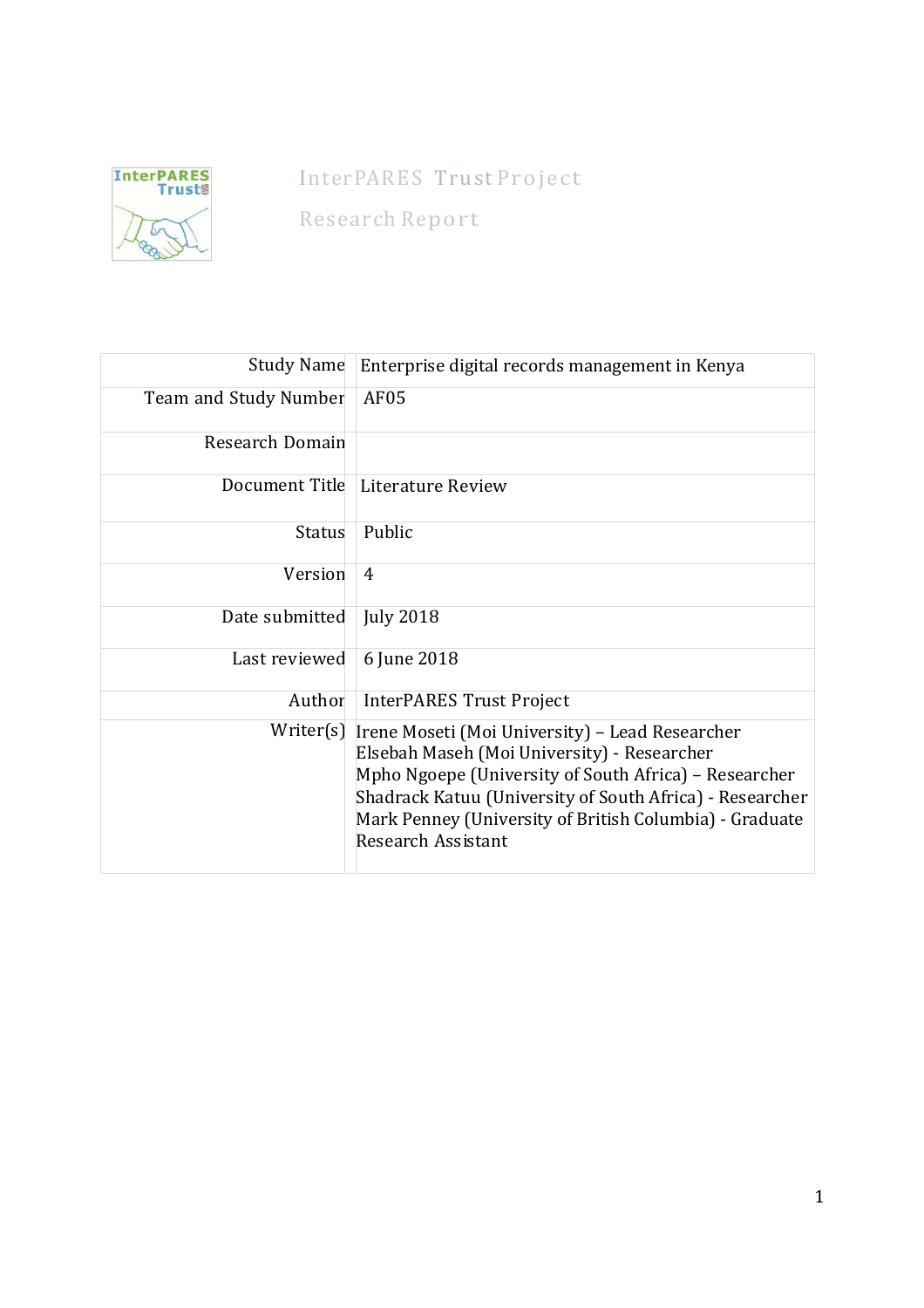InterPARES Trust Project

Research Report

| | |
|---|---|
| Study Name | Enterprise digital records management in Kenya |
| Team and Study Number | AF05 |
| Research Domain | |
| Document Title | Literature Review |
| Status | Public |
| Version | 4 |
| Date submitted | July 2018 |
| Last reviewed | 6 June 2018 |
| Author | InterPARES Trust Project |
| Writer(s) | Irene Moseti (Moi University) – Lead Researcher<br>Elsebah Maseh (Moi University) - Researcher<br>Mpho Ngoepe (University of South Africa) – Researcher<br>Shadrack Katuu (University of South Africa) - Researcher<br>Mark Penney (University of British Columbia) - Graduate Research Assistant |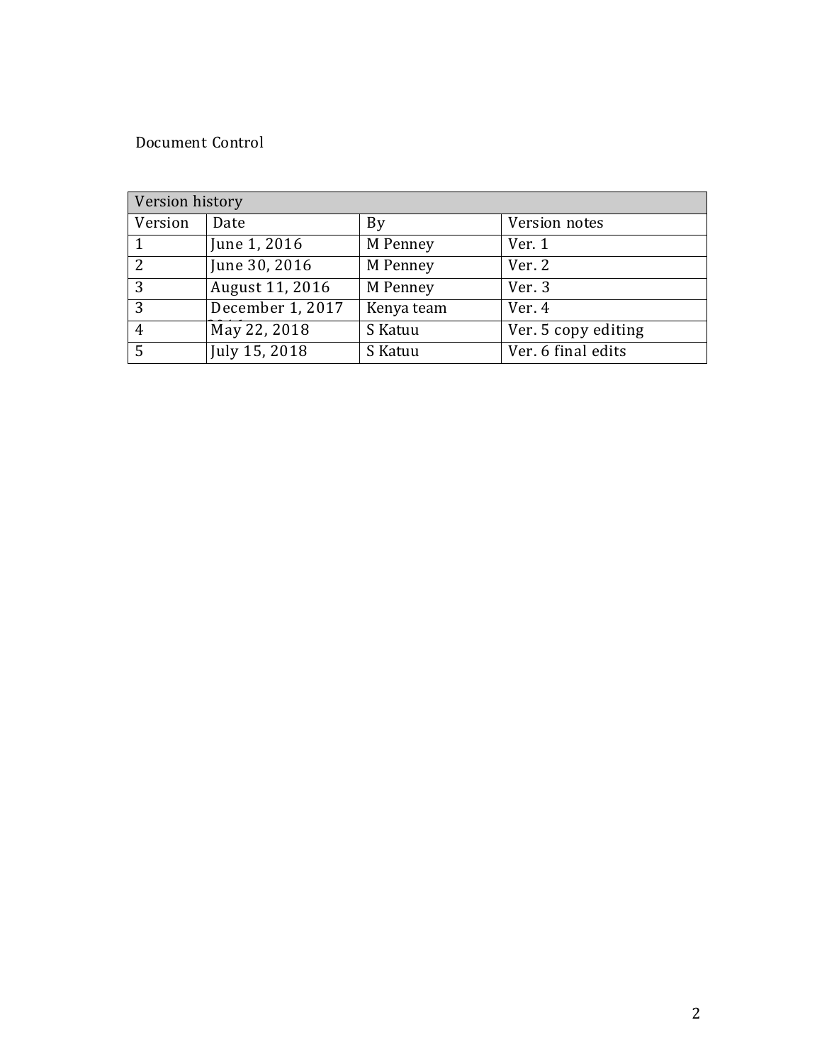Document Control

| Version history | | | |
|---|---|---|---|
| Version | Date | By | Version notes |
| 1 | June 1, 2016 | M Penney | Ver. 1 |
| 2 | June 30, 2016 | M Penney | Ver. 2 |
| 3 | August 11, 2016 | M Penney | Ver. 3 |
| 3 | December 1, 2017 | Kenya team | Ver. 4 |
| 4 | May 22, 2018 | S Katuu | Ver. 5 copy editing |
| 5 | July 15, 2018 | S Katuu | Ver. 6 final edits |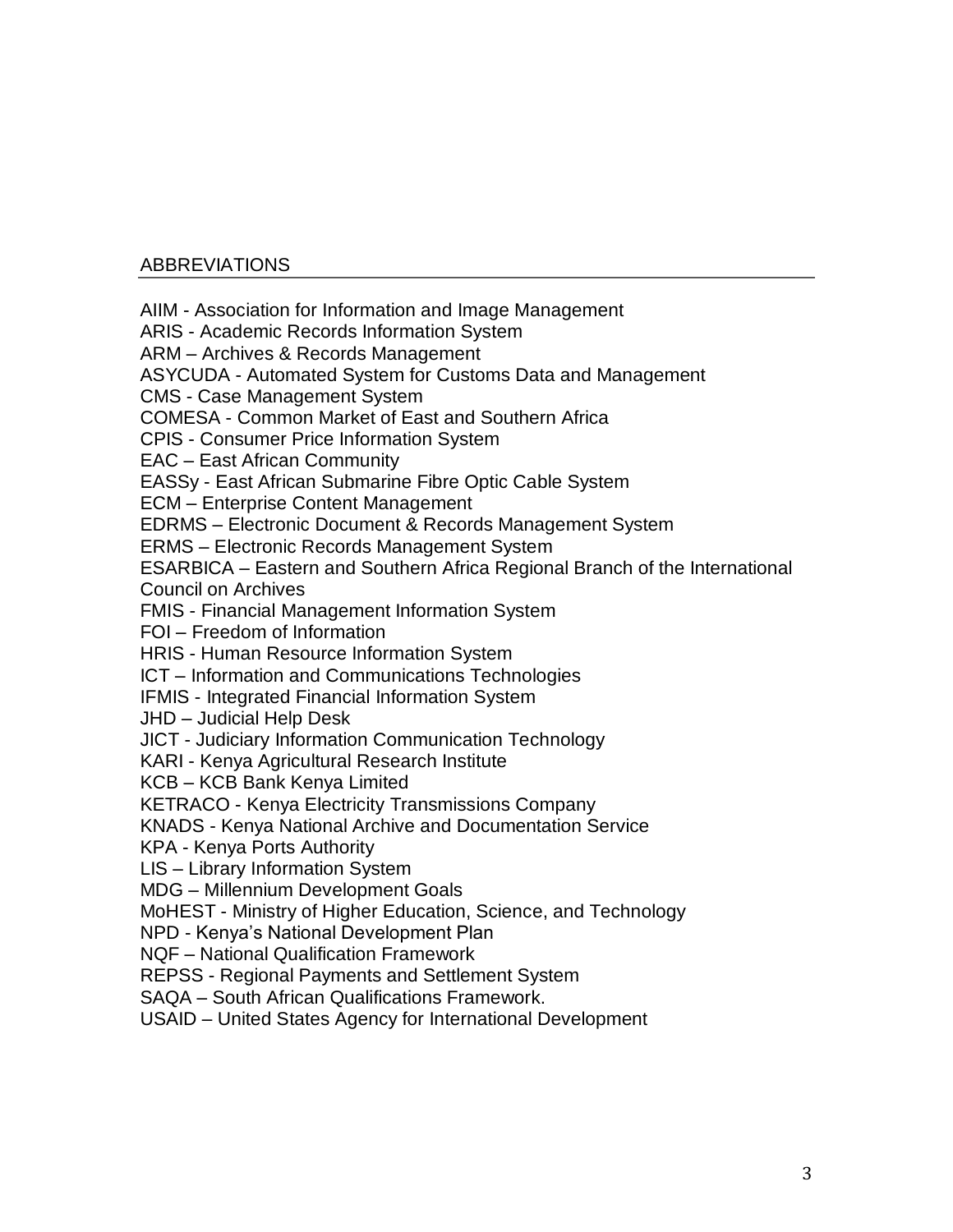## ABBREVIATIONS

AIIM - Association for Information and Image Management
ARIS - Academic Records Information System
ARM – Archives & Records Management
ASYCUDA - Automated System for Customs Data and Management
CMS - Case Management System
COMESA - Common Market of East and Southern Africa
CPIS - Consumer Price Information System
EAC – East African Community
EASSy - East African Submarine Fibre Optic Cable System
ECM – Enterprise Content Management
EDRMS – Electronic Document & Records Management System
ERMS – Electronic Records Management System
ESARBICA – Eastern and Southern Africa Regional Branch of the International Council on Archives
FMIS - Financial Management Information System
FOI – Freedom of Information
HRIS - Human Resource Information System
ICT – Information and Communications Technologies
IFMIS - Integrated Financial Information System
JHD – Judicial Help Desk
JICT - Judiciary Information Communication Technology
KARI - Kenya Agricultural Research Institute
KCB – KCB Bank Kenya Limited
KETRACO - Kenya Electricity Transmissions Company
KNADS - Kenya National Archive and Documentation Service
KPA - Kenya Ports Authority
LIS – Library Information System
MDG – Millennium Development Goals
MoHEST - Ministry of Higher Education, Science, and Technology
NPD - Kenya's National Development Plan
NQF – National Qualification Framework
REPSS - Regional Payments and Settlement System
SAQA – South African Qualifications Framework.
USAID – United States Agency for International Development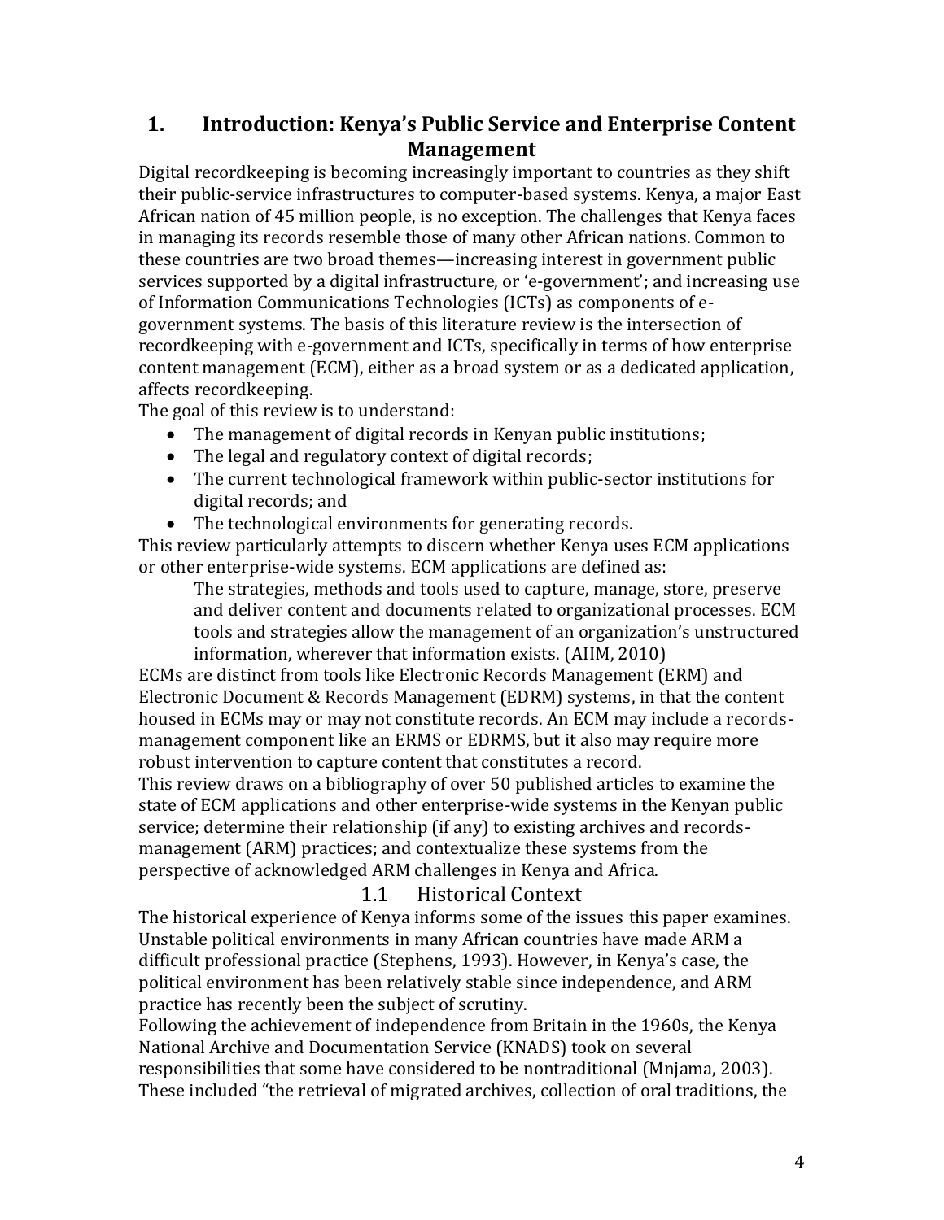## 1. Introduction: Kenya's Public Service and Enterprise Content Management

Digital recordkeeping is becoming increasingly important to countries as they shift their public-service infrastructures to computer-based systems. Kenya, a major East African nation of 45 million people, is no exception. The challenges that Kenya faces in managing its records resemble those of many other African nations. Common to these countries are two broad themes—increasing interest in government public services supported by a digital infrastructure, or 'e-government'; and increasing use of Information Communications Technologies (ICTs) as components of e-government systems. The basis of this literature review is the intersection of recordkeeping with e-government and ICTs, specifically in terms of how enterprise content management (ECM), either as a broad system or as a dedicated application, affects recordkeeping.

The goal of this review is to understand:

- The management of digital records in Kenyan public institutions;
- The legal and regulatory context of digital records;
- The current technological framework within public-sector institutions for digital records; and
- The technological environments for generating records.

This review particularly attempts to discern whether Kenya uses ECM applications or other enterprise-wide systems. ECM applications are defined as:

> The strategies, methods and tools used to capture, manage, store, preserve and deliver content and documents related to organizational processes. ECM tools and strategies allow the management of an organization's unstructured information, wherever that information exists. (AIIM, 2010)

ECMs are distinct from tools like Electronic Records Management (ERM) and Electronic Document & Records Management (EDRM) systems, in that the content housed in ECMs may or may not constitute records. An ECM may include a records-management component like an ERMS or EDRMS, but it also may require more robust intervention to capture content that constitutes a record.

This review draws on a bibliography of over 50 published articles to examine the state of ECM applications and other enterprise-wide systems in the Kenyan public service; determine their relationship (if any) to existing archives and records-management (ARM) practices; and contextualize these systems from the perspective of acknowledged ARM challenges in Kenya and Africa.

### 1.1 Historical Context

The historical experience of Kenya informs some of the issues this paper examines. Unstable political environments in many African countries have made ARM a difficult professional practice (Stephens, 1993). However, in Kenya's case, the political environment has been relatively stable since independence, and ARM practice has recently been the subject of scrutiny.

Following the achievement of independence from Britain in the 1960s, the Kenya National Archive and Documentation Service (KNADS) took on several responsibilities that some have considered to be nontraditional (Mnjama, 2003). These included "the retrieval of migrated archives, collection of oral traditions, the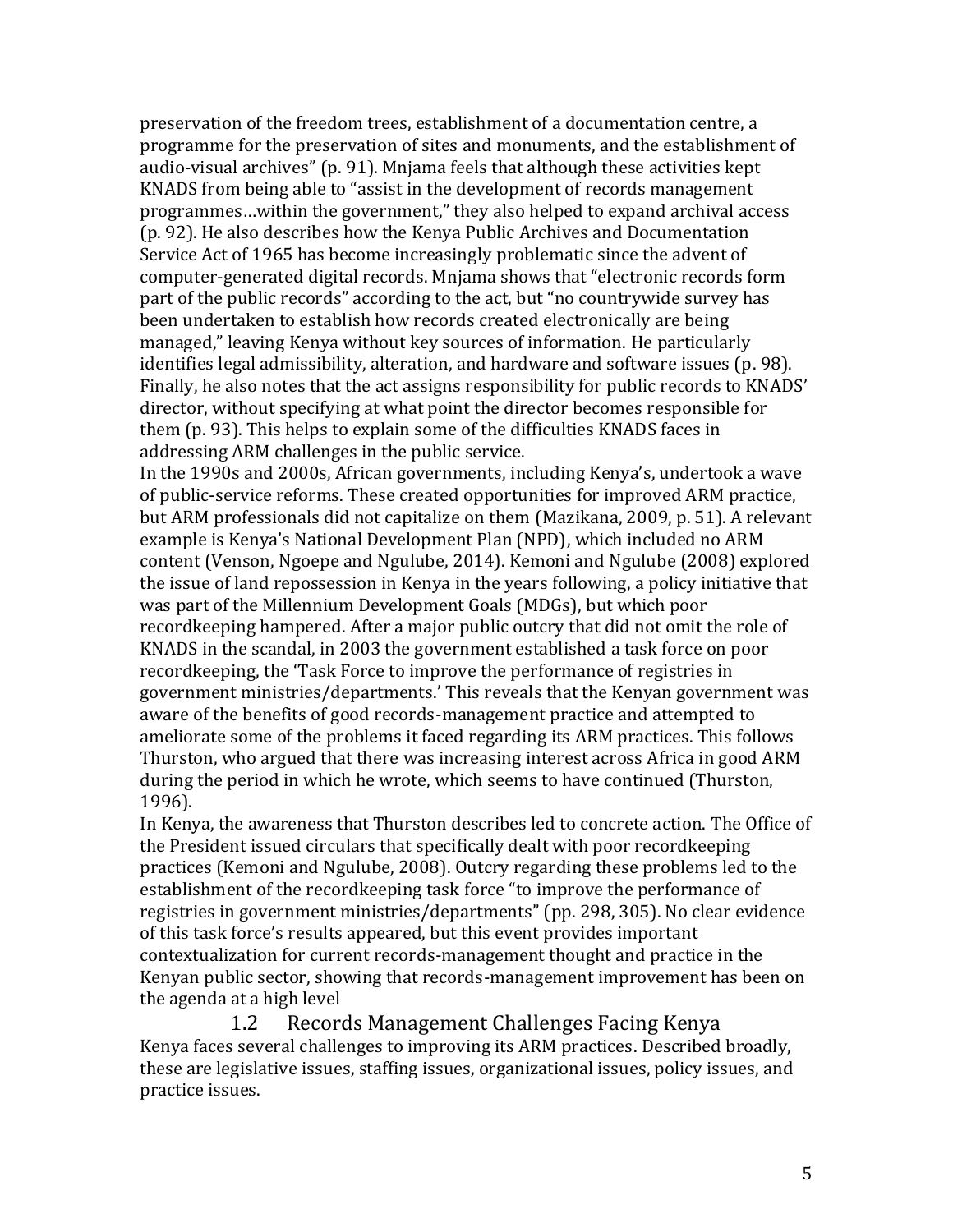preservation of the freedom trees, establishment of a documentation centre, a programme for the preservation of sites and monuments, and the establishment of audio-visual archives" (p. 91). Mnjama feels that although these activities kept KNADS from being able to "assist in the development of records management programmes…within the government," they also helped to expand archival access (p. 92). He also describes how the Kenya Public Archives and Documentation Service Act of 1965 has become increasingly problematic since the advent of computer-generated digital records. Mnjama shows that "electronic records form part of the public records" according to the act, but "no countrywide survey has been undertaken to establish how records created electronically are being managed," leaving Kenya without key sources of information. He particularly identifies legal admissibility, alteration, and hardware and software issues (p. 98). Finally, he also notes that the act assigns responsibility for public records to KNADS' director, without specifying at what point the director becomes responsible for them (p. 93). This helps to explain some of the difficulties KNADS faces in addressing ARM challenges in the public service.

In the 1990s and 2000s, African governments, including Kenya's, undertook a wave of public-service reforms. These created opportunities for improved ARM practice, but ARM professionals did not capitalize on them (Mazikana, 2009, p. 51). A relevant example is Kenya's National Development Plan (NPD), which included no ARM content (Venson, Ngoepe and Ngulube, 2014). Kemoni and Ngulube (2008) explored the issue of land repossession in Kenya in the years following, a policy initiative that was part of the Millennium Development Goals (MDGs), but which poor recordkeeping hampered. After a major public outcry that did not omit the role of KNADS in the scandal, in 2003 the government established a task force on poor recordkeeping, the 'Task Force to improve the performance of registries in government ministries/departments.' This reveals that the Kenyan government was aware of the benefits of good records-management practice and attempted to ameliorate some of the problems it faced regarding its ARM practices. This follows Thurston, who argued that there was increasing interest across Africa in good ARM during the period in which he wrote, which seems to have continued (Thurston, 1996).

In Kenya, the awareness that Thurston describes led to concrete action. The Office of the President issued circulars that specifically dealt with poor recordkeeping practices (Kemoni and Ngulube, 2008). Outcry regarding these problems led to the establishment of the recordkeeping task force "to improve the performance of registries in government ministries/departments" (pp. 298, 305). No clear evidence of this task force's results appeared, but this event provides important contextualization for current records-management thought and practice in the Kenyan public sector, showing that records-management improvement has been on the agenda at a high level

## 1.2 Records Management Challenges Facing Kenya

Kenya faces several challenges to improving its ARM practices. Described broadly, these are legislative issues, staffing issues, organizational issues, policy issues, and practice issues.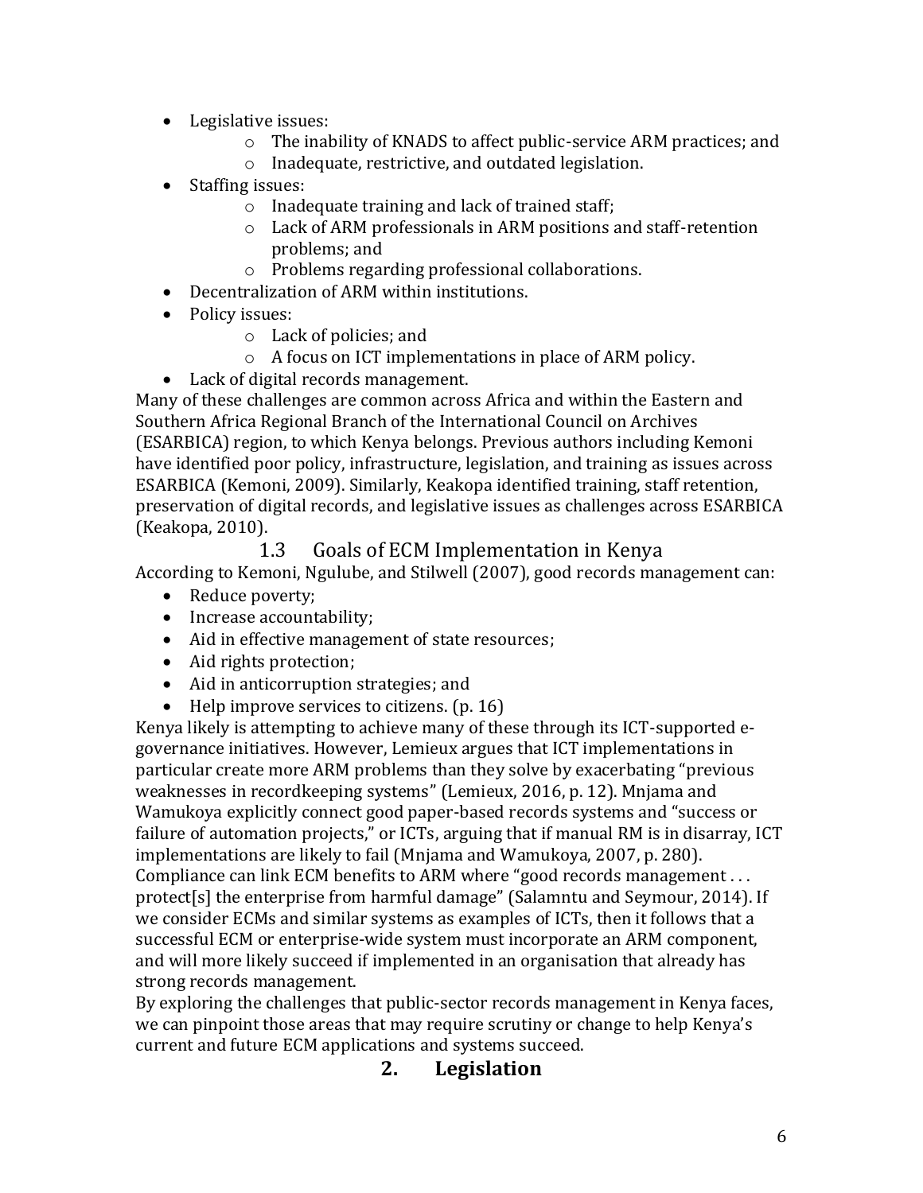- Legislative issues:
    - The inability of KNADS to affect public-service ARM practices; and
    - Inadequate, restrictive, and outdated legislation.
- Staffing issues:
    - Inadequate training and lack of trained staff;
    - Lack of ARM professionals in ARM positions and staff-retention problems; and
    - Problems regarding professional collaborations.
- Decentralization of ARM within institutions.
- Policy issues:
    - Lack of policies; and
    - A focus on ICT implementations in place of ARM policy.
- Lack of digital records management.

Many of these challenges are common across Africa and within the Eastern and Southern Africa Regional Branch of the International Council on Archives (ESARBICA) region, to which Kenya belongs. Previous authors including Kemoni have identified poor policy, infrastructure, legislation, and training as issues across ESARBICA (Kemoni, 2009). Similarly, Keakopa identified training, staff retention, preservation of digital records, and legislative issues as challenges across ESARBICA (Keakopa, 2010).

### 1.3 Goals of ECM Implementation in Kenya

According to Kemoni, Ngulube, and Stilwell (2007), good records management can:

- Reduce poverty;
- Increase accountability;
- Aid in effective management of state resources;
- Aid rights protection;
- Aid in anticorruption strategies; and
- Help improve services to citizens. (p. 16)

Kenya likely is attempting to achieve many of these through its ICT-supported e-governance initiatives. However, Lemieux argues that ICT implementations in particular create more ARM problems than they solve by exacerbating "previous weaknesses in recordkeeping systems" (Lemieux, 2016, p. 12). Mnjama and Wamukoya explicitly connect good paper-based records systems and "success or failure of automation projects," or ICTs, arguing that if manual RM is in disarray, ICT implementations are likely to fail (Mnjama and Wamukoya, 2007, p. 280). Compliance can link ECM benefits to ARM where "good records management . . . protect[s] the enterprise from harmful damage" (Salamntu and Seymour, 2014). If we consider ECMs and similar systems as examples of ICTs, then it follows that a successful ECM or enterprise-wide system must incorporate an ARM component, and will more likely succeed if implemented in an organisation that already has strong records management.

By exploring the challenges that public-sector records management in Kenya faces, we can pinpoint those areas that may require scrutiny or change to help Kenya's current and future ECM applications and systems succeed.

## 2. Legislation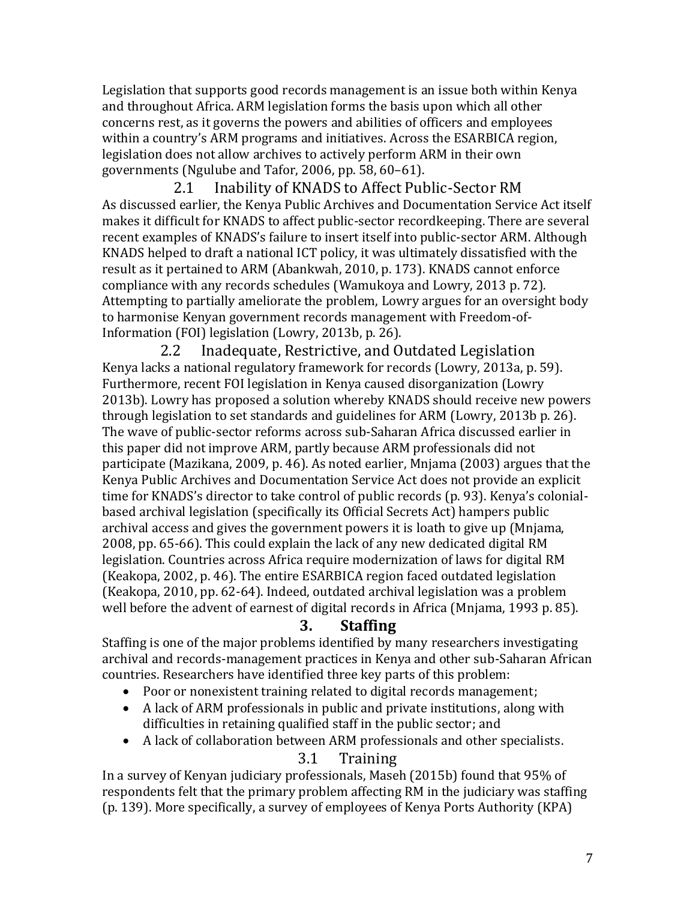Legislation that supports good records management is an issue both within Kenya and throughout Africa. ARM legislation forms the basis upon which all other concerns rest, as it governs the powers and abilities of officers and employees within a country's ARM programs and initiatives. Across the ESARBICA region, legislation does not allow archives to actively perform ARM in their own governments (Ngulube and Tafor, 2006, pp. 58, 60–61).

### 2.1 Inability of KNADS to Affect Public-Sector RM

As discussed earlier, the Kenya Public Archives and Documentation Service Act itself makes it difficult for KNADS to affect public-sector recordkeeping. There are several recent examples of KNADS's failure to insert itself into public-sector ARM. Although KNADS helped to draft a national ICT policy, it was ultimately dissatisfied with the result as it pertained to ARM (Abankwah, 2010, p. 173). KNADS cannot enforce compliance with any records schedules (Wamukoya and Lowry, 2013 p. 72). Attempting to partially ameliorate the problem, Lowry argues for an oversight body to harmonise Kenyan government records management with Freedom-of-Information (FOI) legislation (Lowry, 2013b, p. 26).

### 2.2 Inadequate, Restrictive, and Outdated Legislation

Kenya lacks a national regulatory framework for records (Lowry, 2013a, p. 59). Furthermore, recent FOI legislation in Kenya caused disorganization (Lowry 2013b). Lowry has proposed a solution whereby KNADS should receive new powers through legislation to set standards and guidelines for ARM (Lowry, 2013b p. 26). The wave of public-sector reforms across sub-Saharan Africa discussed earlier in this paper did not improve ARM, partly because ARM professionals did not participate (Mazikana, 2009, p. 46). As noted earlier, Mnjama (2003) argues that the Kenya Public Archives and Documentation Service Act does not provide an explicit time for KNADS's director to take control of public records (p. 93). Kenya's colonial-based archival legislation (specifically its Official Secrets Act) hampers public archival access and gives the government powers it is loath to give up (Mnjama, 2008, pp. 65-66). This could explain the lack of any new dedicated digital RM legislation. Countries across Africa require modernization of laws for digital RM (Keakopa, 2002, p. 46). The entire ESARBICA region faced outdated legislation (Keakopa, 2010, pp. 62-64). Indeed, outdated archival legislation was a problem well before the advent of earnest of digital records in Africa (Mnjama, 1993 p. 85).

## 3. Staffing

Staffing is one of the major problems identified by many researchers investigating archival and records-management practices in Kenya and other sub-Saharan African countries. Researchers have identified three key parts of this problem:

- Poor or nonexistent training related to digital records management;
- A lack of ARM professionals in public and private institutions, along with difficulties in retaining qualified staff in the public sector; and
- A lack of collaboration between ARM professionals and other specialists.

### 3.1 Training

In a survey of Kenyan judiciary professionals, Maseh (2015b) found that 95% of respondents felt that the primary problem affecting RM in the judiciary was staffing (p. 139). More specifically, a survey of employees of Kenya Ports Authority (KPA)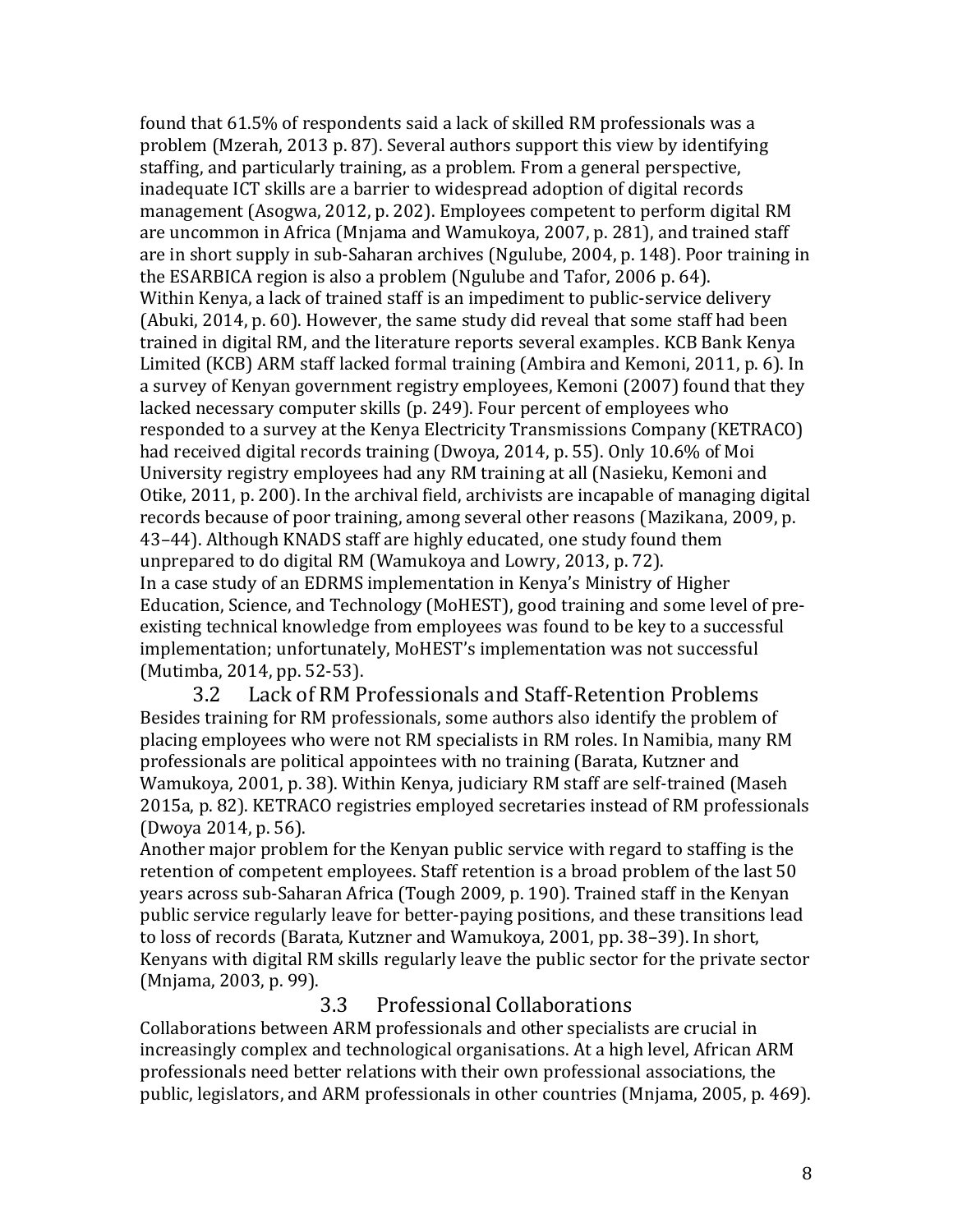found that 61.5% of respondents said a lack of skilled RM professionals was a problem (Mzerah, 2013 p. 87). Several authors support this view by identifying staffing, and particularly training, as a problem. From a general perspective, inadequate ICT skills are a barrier to widespread adoption of digital records management (Asogwa, 2012, p. 202). Employees competent to perform digital RM are uncommon in Africa (Mnjama and Wamukoya, 2007, p. 281), and trained staff are in short supply in sub-Saharan archives (Ngulube, 2004, p. 148). Poor training in the ESARBICA region is also a problem (Ngulube and Tafor, 2006 p. 64).

Within Kenya, a lack of trained staff is an impediment to public-service delivery (Abuki, 2014, p. 60). However, the same study did reveal that some staff had been trained in digital RM, and the literature reports several examples. KCB Bank Kenya Limited (KCB) ARM staff lacked formal training (Ambira and Kemoni, 2011, p. 6). In a survey of Kenyan government registry employees, Kemoni (2007) found that they lacked necessary computer skills (p. 249). Four percent of employees who responded to a survey at the Kenya Electricity Transmissions Company (KETRACO) had received digital records training (Dwoya, 2014, p. 55). Only 10.6% of Moi University registry employees had any RM training at all (Nasieku, Kemoni and Otike, 2011, p. 200). In the archival field, archivists are incapable of managing digital records because of poor training, among several other reasons (Mazikana, 2009, p. 43–44). Although KNADS staff are highly educated, one study found them unprepared to do digital RM (Wamukoya and Lowry, 2013, p. 72).

In a case study of an EDRMS implementation in Kenya's Ministry of Higher Education, Science, and Technology (MoHEST), good training and some level of pre-existing technical knowledge from employees was found to be key to a successful implementation; unfortunately, MoHEST's implementation was not successful (Mutimba, 2014, pp. 52-53).

### 3.2 Lack of RM Professionals and Staff-Retention Problems

Besides training for RM professionals, some authors also identify the problem of placing employees who were not RM specialists in RM roles. In Namibia, many RM professionals are political appointees with no training (Barata, Kutzner and Wamukoya, 2001, p. 38). Within Kenya, judiciary RM staff are self-trained (Maseh 2015a, p. 82). KETRACO registries employed secretaries instead of RM professionals (Dwoya 2014, p. 56).

Another major problem for the Kenyan public service with regard to staffing is the retention of competent employees. Staff retention is a broad problem of the last 50 years across sub-Saharan Africa (Tough 2009, p. 190). Trained staff in the Kenyan public service regularly leave for better-paying positions, and these transitions lead to loss of records (Barata, Kutzner and Wamukoya, 2001, pp. 38–39). In short, Kenyans with digital RM skills regularly leave the public sector for the private sector (Mnjama, 2003, p. 99).

### 3.3 Professional Collaborations

Collaborations between ARM professionals and other specialists are crucial in increasingly complex and technological organisations. At a high level, African ARM professionals need better relations with their own professional associations, the public, legislators, and ARM professionals in other countries (Mnjama, 2005, p. 469).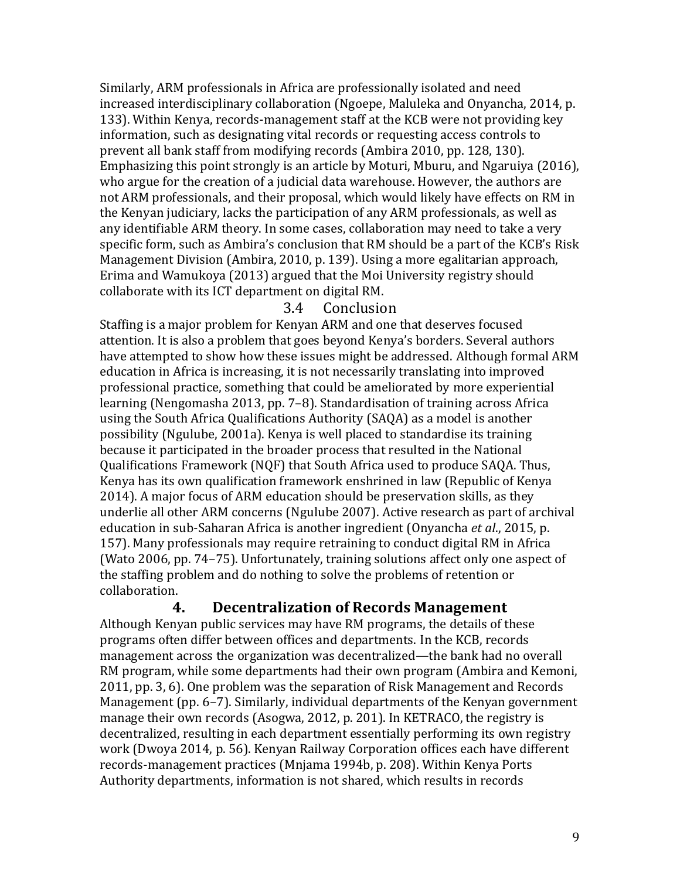Similarly, ARM professionals in Africa are professionally isolated and need increased interdisciplinary collaboration (Ngoepe, Maluleka and Onyancha, 2014, p. 133). Within Kenya, records-management staff at the KCB were not providing key information, such as designating vital records or requesting access controls to prevent all bank staff from modifying records (Ambira 2010, pp. 128, 130). Emphasizing this point strongly is an article by Moturi, Mburu, and Ngaruiya (2016), who argue for the creation of a judicial data warehouse. However, the authors are not ARM professionals, and their proposal, which would likely have effects on RM in the Kenyan judiciary, lacks the participation of any ARM professionals, as well as any identifiable ARM theory. In some cases, collaboration may need to take a very specific form, such as Ambira's conclusion that RM should be a part of the KCB's Risk Management Division (Ambira, 2010, p. 139). Using a more egalitarian approach, Erima and Wamukoya (2013) argued that the Moi University registry should collaborate with its ICT department on digital RM.

### 3.4 Conclusion

Staffing is a major problem for Kenyan ARM and one that deserves focused attention. It is also a problem that goes beyond Kenya's borders. Several authors have attempted to show how these issues might be addressed. Although formal ARM education in Africa is increasing, it is not necessarily translating into improved professional practice, something that could be ameliorated by more experiential learning (Nengomasha 2013, pp. 7–8). Standardisation of training across Africa using the South Africa Qualifications Authority (SAQA) as a model is another possibility (Ngulube, 2001a). Kenya is well placed to standardise its training because it participated in the broader process that resulted in the National Qualifications Framework (NQF) that South Africa used to produce SAQA. Thus, Kenya has its own qualification framework enshrined in law (Republic of Kenya 2014). A major focus of ARM education should be preservation skills, as they underlie all other ARM concerns (Ngulube 2007). Active research as part of archival education in sub-Saharan Africa is another ingredient (Onyancha *et al*., 2015, p. 157). Many professionals may require retraining to conduct digital RM in Africa (Wato 2006, pp. 74–75). Unfortunately, training solutions affect only one aspect of the staffing problem and do nothing to solve the problems of retention or collaboration.

## 4. Decentralization of Records Management

Although Kenyan public services may have RM programs, the details of these programs often differ between offices and departments. In the KCB, records management across the organization was decentralized—the bank had no overall RM program, while some departments had their own program (Ambira and Kemoni, 2011, pp. 3, 6). One problem was the separation of Risk Management and Records Management (pp. 6–7). Similarly, individual departments of the Kenyan government manage their own records (Asogwa, 2012, p. 201). In KETRACO, the registry is decentralized, resulting in each department essentially performing its own registry work (Dwoya 2014, p. 56). Kenyan Railway Corporation offices each have different records-management practices (Mnjama 1994b, p. 208). Within Kenya Ports Authority departments, information is not shared, which results in records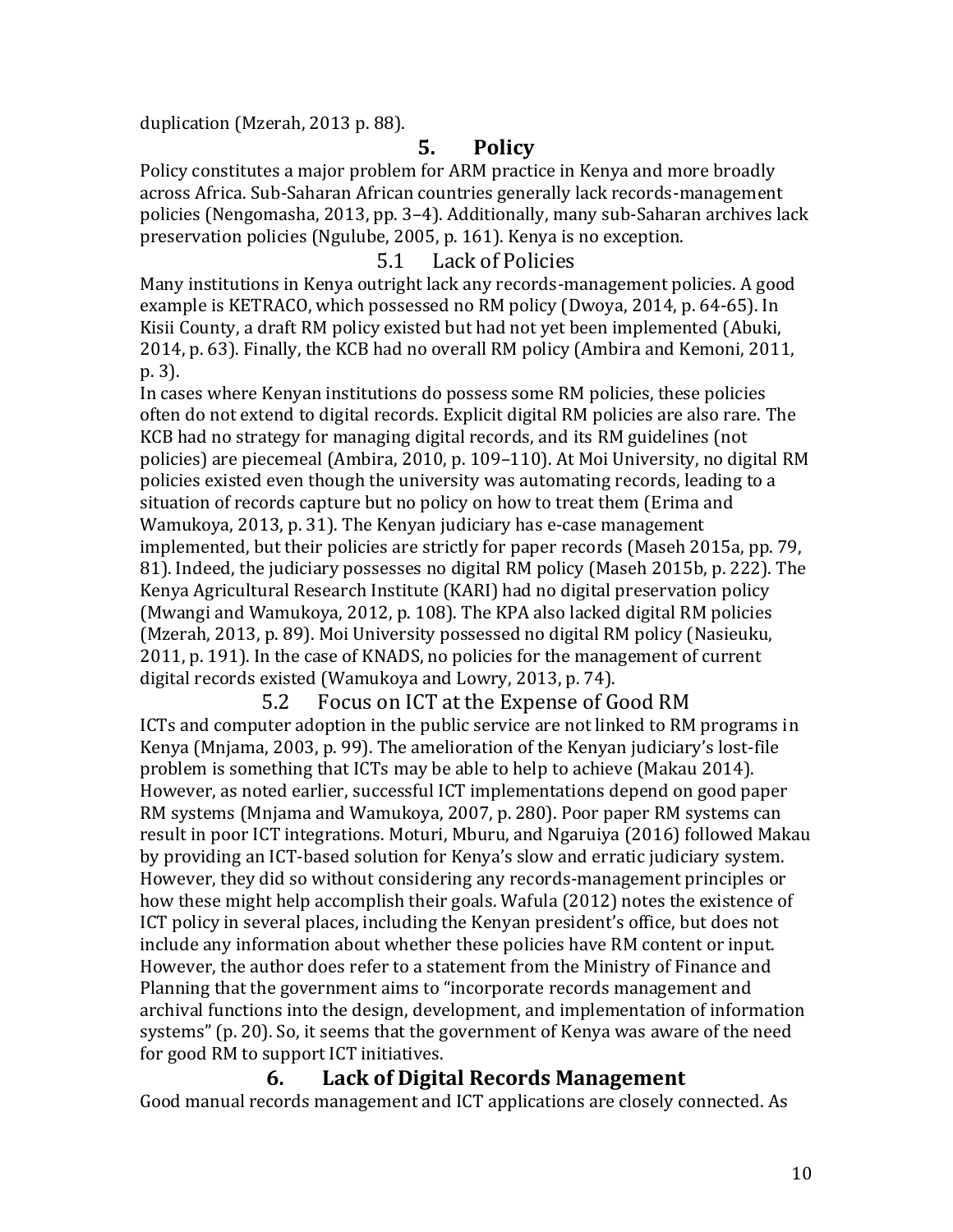duplication (Mzerah, 2013 p. 88).

## 5. Policy

Policy constitutes a major problem for ARM practice in Kenya and more broadly across Africa. Sub-Saharan African countries generally lack records-management policies (Nengomasha, 2013, pp. 3–4). Additionally, many sub-Saharan archives lack preservation policies (Ngulube, 2005, p. 161). Kenya is no exception.

### 5.1 Lack of Policies

Many institutions in Kenya outright lack any records-management policies. A good example is KETRACO, which possessed no RM policy (Dwoya, 2014, p. 64-65). In Kisii County, a draft RM policy existed but had not yet been implemented (Abuki, 2014, p. 63). Finally, the KCB had no overall RM policy (Ambira and Kemoni, 2011, p. 3).

In cases where Kenyan institutions do possess some RM policies, these policies often do not extend to digital records. Explicit digital RM policies are also rare. The KCB had no strategy for managing digital records, and its RM guidelines (not policies) are piecemeal (Ambira, 2010, p. 109–110). At Moi University, no digital RM policies existed even though the university was automating records, leading to a situation of records capture but no policy on how to treat them (Erima and Wamukoya, 2013, p. 31). The Kenyan judiciary has e-case management implemented, but their policies are strictly for paper records (Maseh 2015a, pp. 79, 81). Indeed, the judiciary possesses no digital RM policy (Maseh 2015b, p. 222). The Kenya Agricultural Research Institute (KARI) had no digital preservation policy (Mwangi and Wamukoya, 2012, p. 108). The KPA also lacked digital RM policies (Mzerah, 2013, p. 89). Moi University possessed no digital RM policy (Nasieuku, 2011, p. 191). In the case of KNADS, no policies for the management of current digital records existed (Wamukoya and Lowry, 2013, p. 74).

### 5.2 Focus on ICT at the Expense of Good RM

ICTs and computer adoption in the public service are not linked to RM programs in Kenya (Mnjama, 2003, p. 99). The amelioration of the Kenyan judiciary's lost-file problem is something that ICTs may be able to help to achieve (Makau 2014). However, as noted earlier, successful ICT implementations depend on good paper RM systems (Mnjama and Wamukoya, 2007, p. 280). Poor paper RM systems can result in poor ICT integrations. Moturi, Mburu, and Ngaruiya (2016) followed Makau by providing an ICT-based solution for Kenya's slow and erratic judiciary system. However, they did so without considering any records-management principles or how these might help accomplish their goals. Wafula (2012) notes the existence of ICT policy in several places, including the Kenyan president's office, but does not include any information about whether these policies have RM content or input. However, the author does refer to a statement from the Ministry of Finance and Planning that the government aims to "incorporate records management and archival functions into the design, development, and implementation of information systems" (p. 20). So, it seems that the government of Kenya was aware of the need for good RM to support ICT initiatives.

## 6. Lack of Digital Records Management

Good manual records management and ICT applications are closely connected. As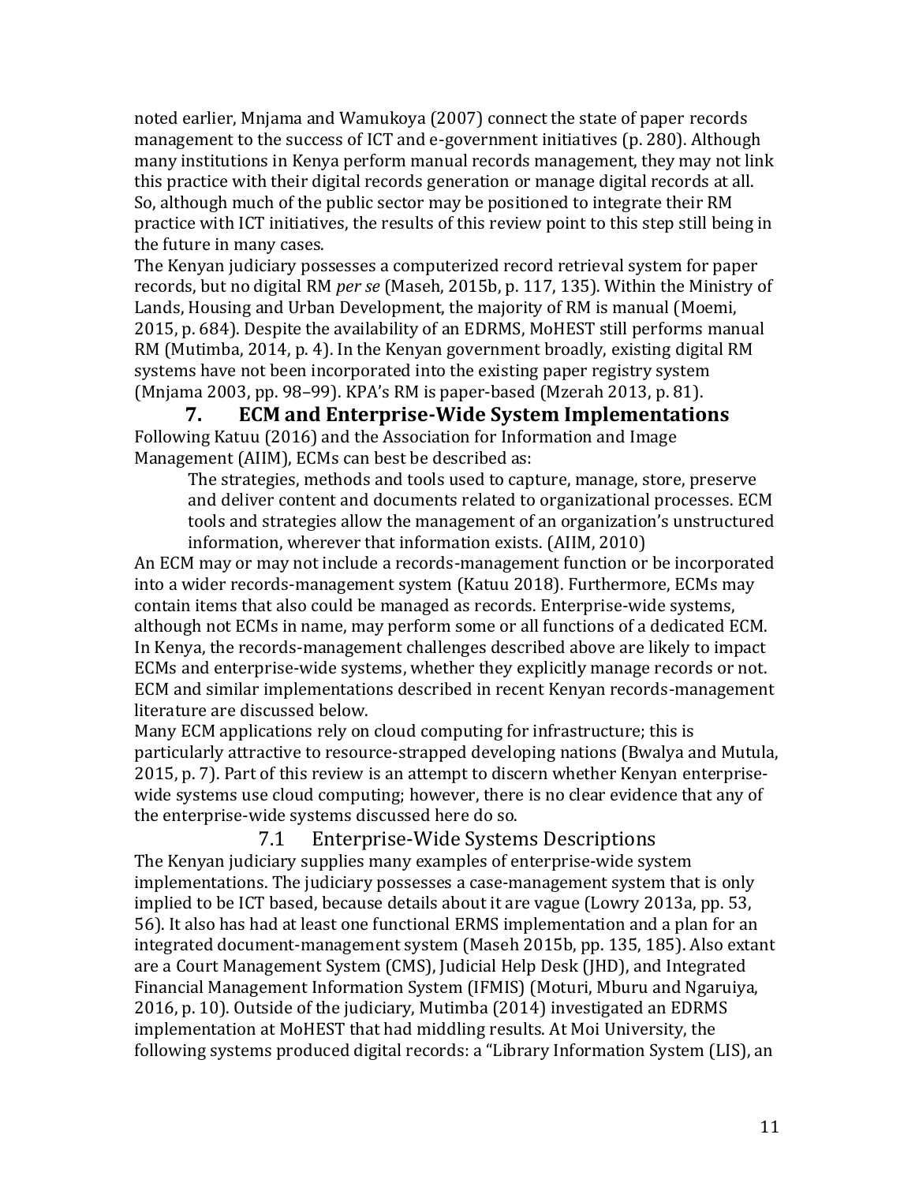noted earlier, Mnjama and Wamukoya (2007) connect the state of paper records management to the success of ICT and e-government initiatives (p. 280). Although many institutions in Kenya perform manual records management, they may not link this practice with their digital records generation or manage digital records at all. So, although much of the public sector may be positioned to integrate their RM practice with ICT initiatives, the results of this review point to this step still being in the future in many cases.

The Kenyan judiciary possesses a computerized record retrieval system for paper records, but no digital RM *per se* (Maseh, 2015b, p. 117, 135). Within the Ministry of Lands, Housing and Urban Development, the majority of RM is manual (Moemi, 2015, p. 684). Despite the availability of an EDRMS, MoHEST still performs manual RM (Mutimba, 2014, p. 4). In the Kenyan government broadly, existing digital RM systems have not been incorporated into the existing paper registry system (Mnjama 2003, pp. 98–99). KPA's RM is paper-based (Mzerah 2013, p. 81).

## 7. ECM and Enterprise-Wide System Implementations

Following Katuu (2016) and the Association for Information and Image Management (AIIM), ECMs can best be described as:

> The strategies, methods and tools used to capture, manage, store, preserve and deliver content and documents related to organizational processes. ECM tools and strategies allow the management of an organization's unstructured information, wherever that information exists. (AIIM, 2010)

An ECM may or may not include a records-management function or be incorporated into a wider records-management system (Katuu 2018). Furthermore, ECMs may contain items that also could be managed as records. Enterprise-wide systems, although not ECMs in name, may perform some or all functions of a dedicated ECM. In Kenya, the records-management challenges described above are likely to impact ECMs and enterprise-wide systems, whether they explicitly manage records or not. ECM and similar implementations described in recent Kenyan records-management literature are discussed below.

Many ECM applications rely on cloud computing for infrastructure; this is particularly attractive to resource-strapped developing nations (Bwalya and Mutula, 2015, p. 7). Part of this review is an attempt to discern whether Kenyan enterprise-wide systems use cloud computing; however, there is no clear evidence that any of the enterprise-wide systems discussed here do so.

### 7.1 Enterprise-Wide Systems Descriptions

The Kenyan judiciary supplies many examples of enterprise-wide system implementations. The judiciary possesses a case-management system that is only implied to be ICT based, because details about it are vague (Lowry 2013a, pp. 53, 56). It also has had at least one functional ERMS implementation and a plan for an integrated document-management system (Maseh 2015b, pp. 135, 185). Also extant are a Court Management System (CMS), Judicial Help Desk (JHD), and Integrated Financial Management Information System (IFMIS) (Moturi, Mburu and Ngaruiya, 2016, p. 10). Outside of the judiciary, Mutimba (2014) investigated an EDRMS implementation at MoHEST that had middling results. At Moi University, the following systems produced digital records: a "Library Information System (LIS), an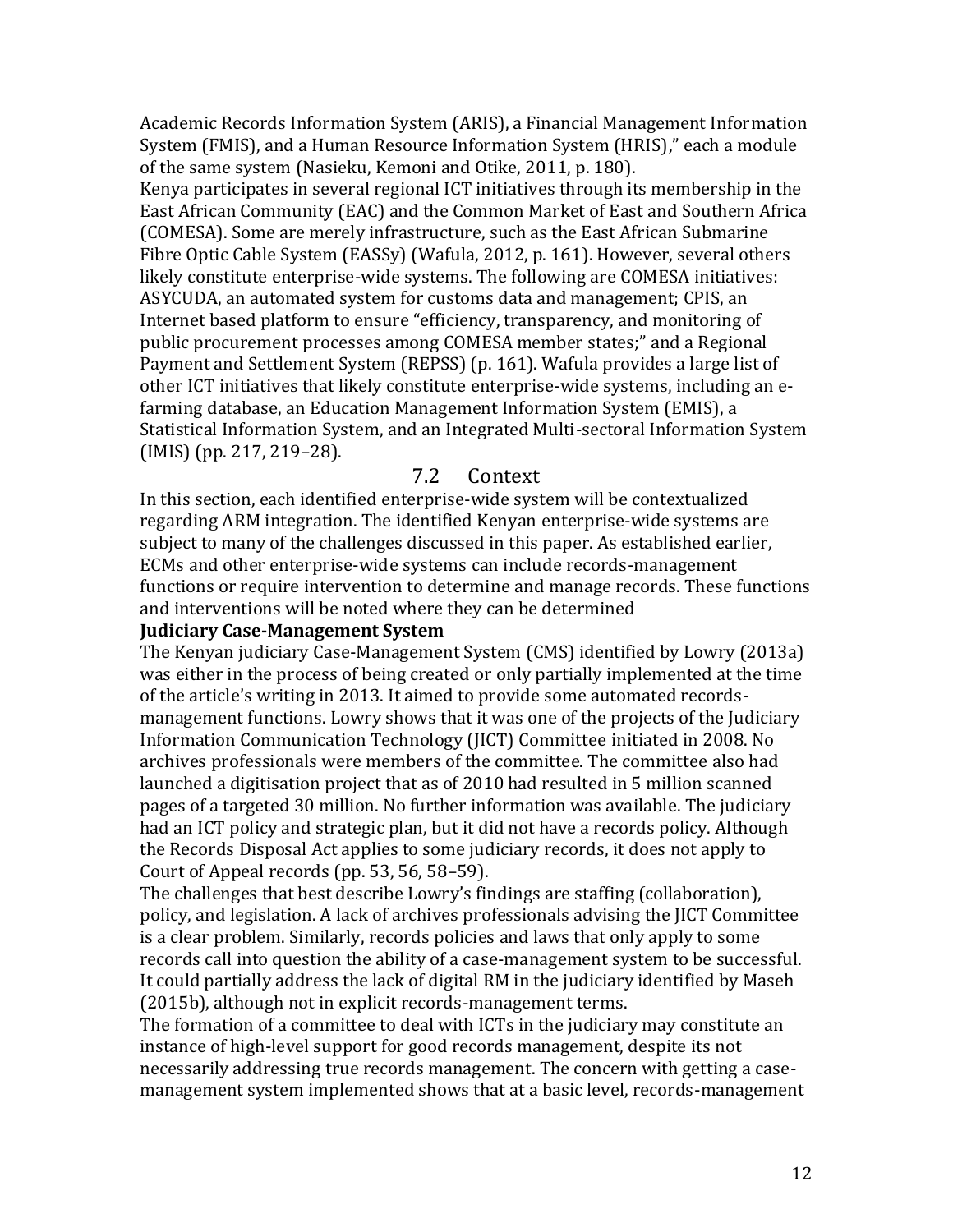Academic Records Information System (ARIS), a Financial Management Information System (FMIS), and a Human Resource Information System (HRIS)," each a module of the same system (Nasieku, Kemoni and Otike, 2011, p. 180).

Kenya participates in several regional ICT initiatives through its membership in the East African Community (EAC) and the Common Market of East and Southern Africa (COMESA). Some are merely infrastructure, such as the East African Submarine Fibre Optic Cable System (EASSy) (Wafula, 2012, p. 161). However, several others likely constitute enterprise-wide systems. The following are COMESA initiatives: ASYCUDA, an automated system for customs data and management; CPIS, an Internet based platform to ensure "efficiency, transparency, and monitoring of public procurement processes among COMESA member states;" and a Regional Payment and Settlement System (REPSS) (p. 161). Wafula provides a large list of other ICT initiatives that likely constitute enterprise-wide systems, including an e-farming database, an Education Management Information System (EMIS), a Statistical Information System, and an Integrated Multi-sectoral Information System (IMIS) (pp. 217, 219–28).

## 7.2 Context

In this section, each identified enterprise-wide system will be contextualized regarding ARM integration. The identified Kenyan enterprise-wide systems are subject to many of the challenges discussed in this paper. As established earlier, ECMs and other enterprise-wide systems can include records-management functions or require intervention to determine and manage records. These functions and interventions will be noted where they can be determined

**Judiciary Case-Management System**

The Kenyan judiciary Case-Management System (CMS) identified by Lowry (2013a) was either in the process of being created or only partially implemented at the time of the article's writing in 2013. It aimed to provide some automated records-management functions. Lowry shows that it was one of the projects of the Judiciary Information Communication Technology (JICT) Committee initiated in 2008. No archives professionals were members of the committee. The committee also had launched a digitisation project that as of 2010 had resulted in 5 million scanned pages of a targeted 30 million. No further information was available. The judiciary had an ICT policy and strategic plan, but it did not have a records policy. Although the Records Disposal Act applies to some judiciary records, it does not apply to Court of Appeal records (pp. 53, 56, 58–59).

The challenges that best describe Lowry's findings are staffing (collaboration), policy, and legislation. A lack of archives professionals advising the JICT Committee is a clear problem. Similarly, records policies and laws that only apply to some records call into question the ability of a case-management system to be successful. It could partially address the lack of digital RM in the judiciary identified by Maseh (2015b), although not in explicit records-management terms.

The formation of a committee to deal with ICTs in the judiciary may constitute an instance of high-level support for good records management, despite its not necessarily addressing true records management. The concern with getting a case-management system implemented shows that at a basic level, records-management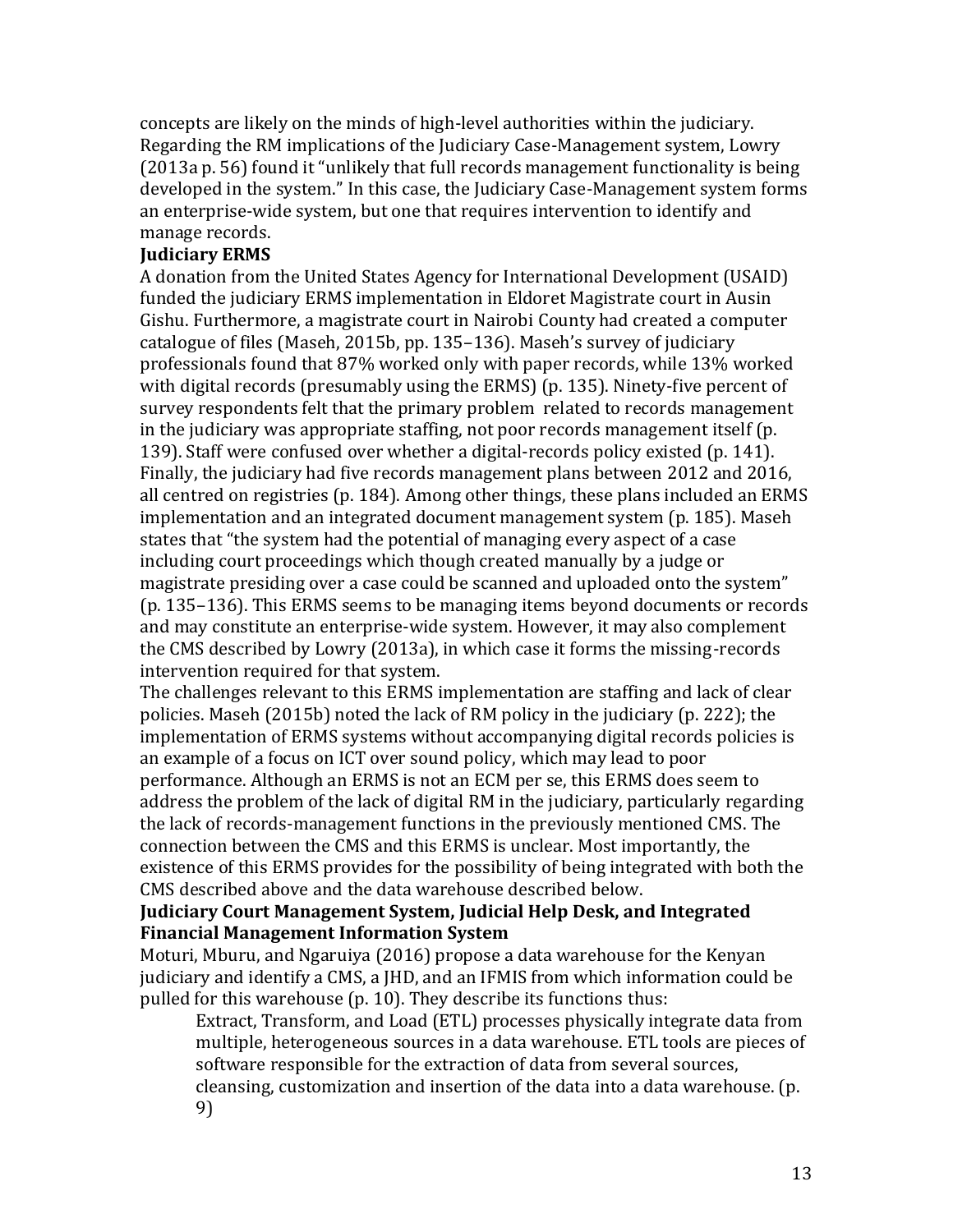concepts are likely on the minds of high-level authorities within the judiciary. Regarding the RM implications of the Judiciary Case-Management system, Lowry (2013a p. 56) found it "unlikely that full records management functionality is being developed in the system." In this case, the Judiciary Case-Management system forms an enterprise-wide system, but one that requires intervention to identify and manage records.

**Judiciary ERMS**

A donation from the United States Agency for International Development (USAID) funded the judiciary ERMS implementation in Eldoret Magistrate court in Ausin Gishu. Furthermore, a magistrate court in Nairobi County had created a computer catalogue of files (Maseh, 2015b, pp. 135–136). Maseh's survey of judiciary professionals found that 87% worked only with paper records, while 13% worked with digital records (presumably using the ERMS) (p. 135). Ninety-five percent of survey respondents felt that the primary problem related to records management in the judiciary was appropriate staffing, not poor records management itself (p. 139). Staff were confused over whether a digital-records policy existed (p. 141). Finally, the judiciary had five records management plans between 2012 and 2016, all centred on registries (p. 184). Among other things, these plans included an ERMS implementation and an integrated document management system (p. 185). Maseh states that "the system had the potential of managing every aspect of a case including court proceedings which though created manually by a judge or magistrate presiding over a case could be scanned and uploaded onto the system" (p. 135–136). This ERMS seems to be managing items beyond documents or records and may constitute an enterprise-wide system. However, it may also complement the CMS described by Lowry (2013a), in which case it forms the missing-records intervention required for that system.

The challenges relevant to this ERMS implementation are staffing and lack of clear policies. Maseh (2015b) noted the lack of RM policy in the judiciary (p. 222); the implementation of ERMS systems without accompanying digital records policies is an example of a focus on ICT over sound policy, which may lead to poor performance. Although an ERMS is not an ECM per se, this ERMS does seem to address the problem of the lack of digital RM in the judiciary, particularly regarding the lack of records-management functions in the previously mentioned CMS. The connection between the CMS and this ERMS is unclear. Most importantly, the existence of this ERMS provides for the possibility of being integrated with both the CMS described above and the data warehouse described below.

**Judiciary Court Management System, Judicial Help Desk, and Integrated Financial Management Information System**

Moturi, Mburu, and Ngaruiya (2016) propose a data warehouse for the Kenyan judiciary and identify a CMS, a JHD, and an IFMIS from which information could be pulled for this warehouse (p. 10). They describe its functions thus:

> Extract, Transform, and Load (ETL) processes physically integrate data from multiple, heterogeneous sources in a data warehouse. ETL tools are pieces of software responsible for the extraction of data from several sources, cleansing, customization and insertion of the data into a data warehouse. (p. 9)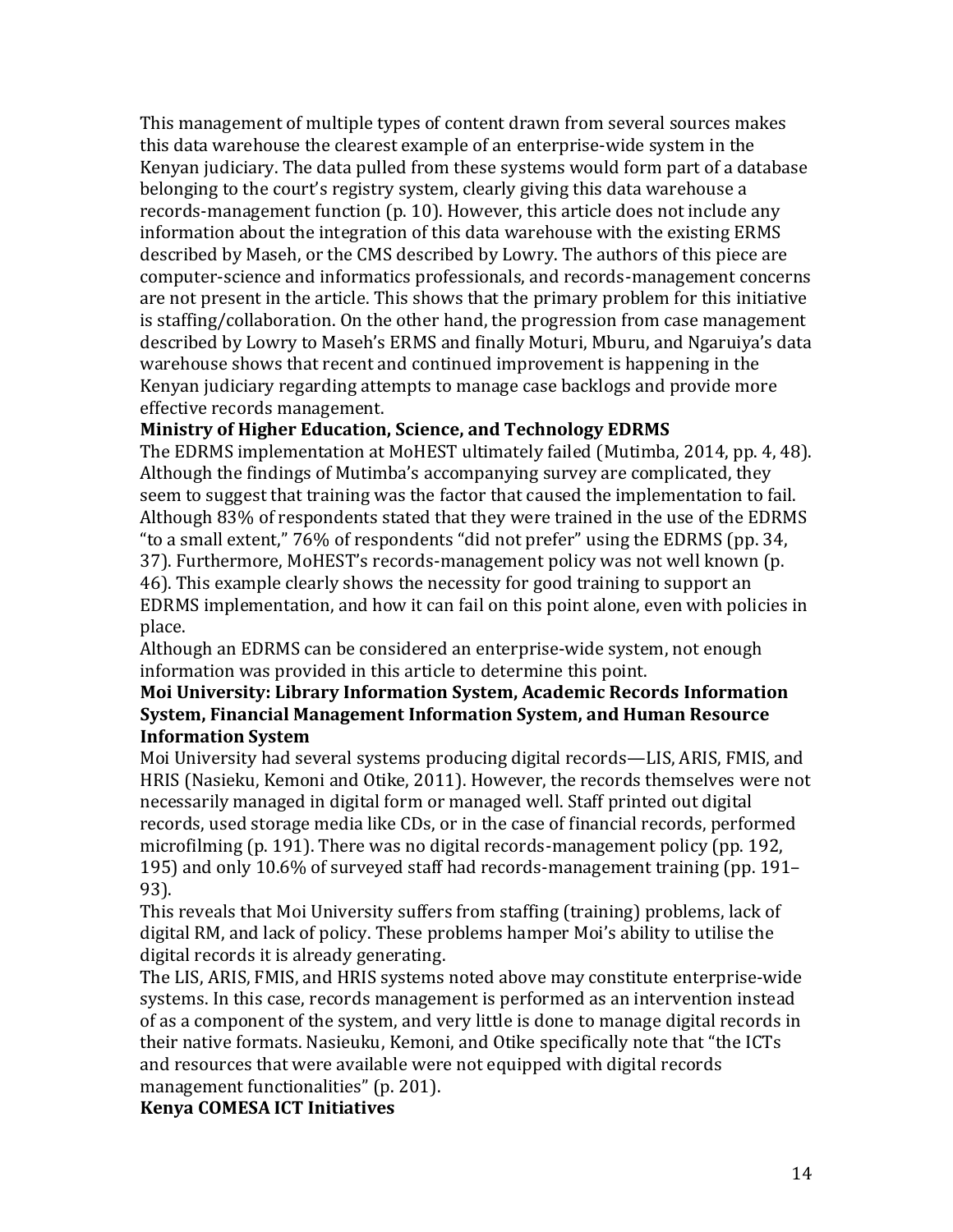This management of multiple types of content drawn from several sources makes this data warehouse the clearest example of an enterprise-wide system in the Kenyan judiciary. The data pulled from these systems would form part of a database belonging to the court's registry system, clearly giving this data warehouse a records-management function (p. 10). However, this article does not include any information about the integration of this data warehouse with the existing ERMS described by Maseh, or the CMS described by Lowry. The authors of this piece are computer-science and informatics professionals, and records-management concerns are not present in the article. This shows that the primary problem for this initiative is staffing/collaboration. On the other hand, the progression from case management described by Lowry to Maseh's ERMS and finally Moturi, Mburu, and Ngaruiya's data warehouse shows that recent and continued improvement is happening in the Kenyan judiciary regarding attempts to manage case backlogs and provide more effective records management.

**Ministry of Higher Education, Science, and Technology EDRMS**

The EDRMS implementation at MoHEST ultimately failed (Mutimba, 2014, pp. 4, 48). Although the findings of Mutimba's accompanying survey are complicated, they seem to suggest that training was the factor that caused the implementation to fail. Although 83% of respondents stated that they were trained in the use of the EDRMS "to a small extent," 76% of respondents "did not prefer" using the EDRMS (pp. 34, 37). Furthermore, MoHEST's records-management policy was not well known (p. 46). This example clearly shows the necessity for good training to support an EDRMS implementation, and how it can fail on this point alone, even with policies in place.

Although an EDRMS can be considered an enterprise-wide system, not enough information was provided in this article to determine this point.

**Moi University: Library Information System, Academic Records Information System, Financial Management Information System, and Human Resource Information System**

Moi University had several systems producing digital records—LIS, ARIS, FMIS, and HRIS (Nasieku, Kemoni and Otike, 2011). However, the records themselves were not necessarily managed in digital form or managed well. Staff printed out digital records, used storage media like CDs, or in the case of financial records, performed microfilming (p. 191). There was no digital records-management policy (pp. 192, 195) and only 10.6% of surveyed staff had records-management training (pp. 191–93).

This reveals that Moi University suffers from staffing (training) problems, lack of digital RM, and lack of policy. These problems hamper Moi's ability to utilise the digital records it is already generating.

The LIS, ARIS, FMIS, and HRIS systems noted above may constitute enterprise-wide systems. In this case, records management is performed as an intervention instead of as a component of the system, and very little is done to manage digital records in their native formats. Nasieuku, Kemoni, and Otike specifically note that "the ICTs and resources that were available were not equipped with digital records management functionalities" (p. 201).

**Kenya COMESA ICT Initiatives**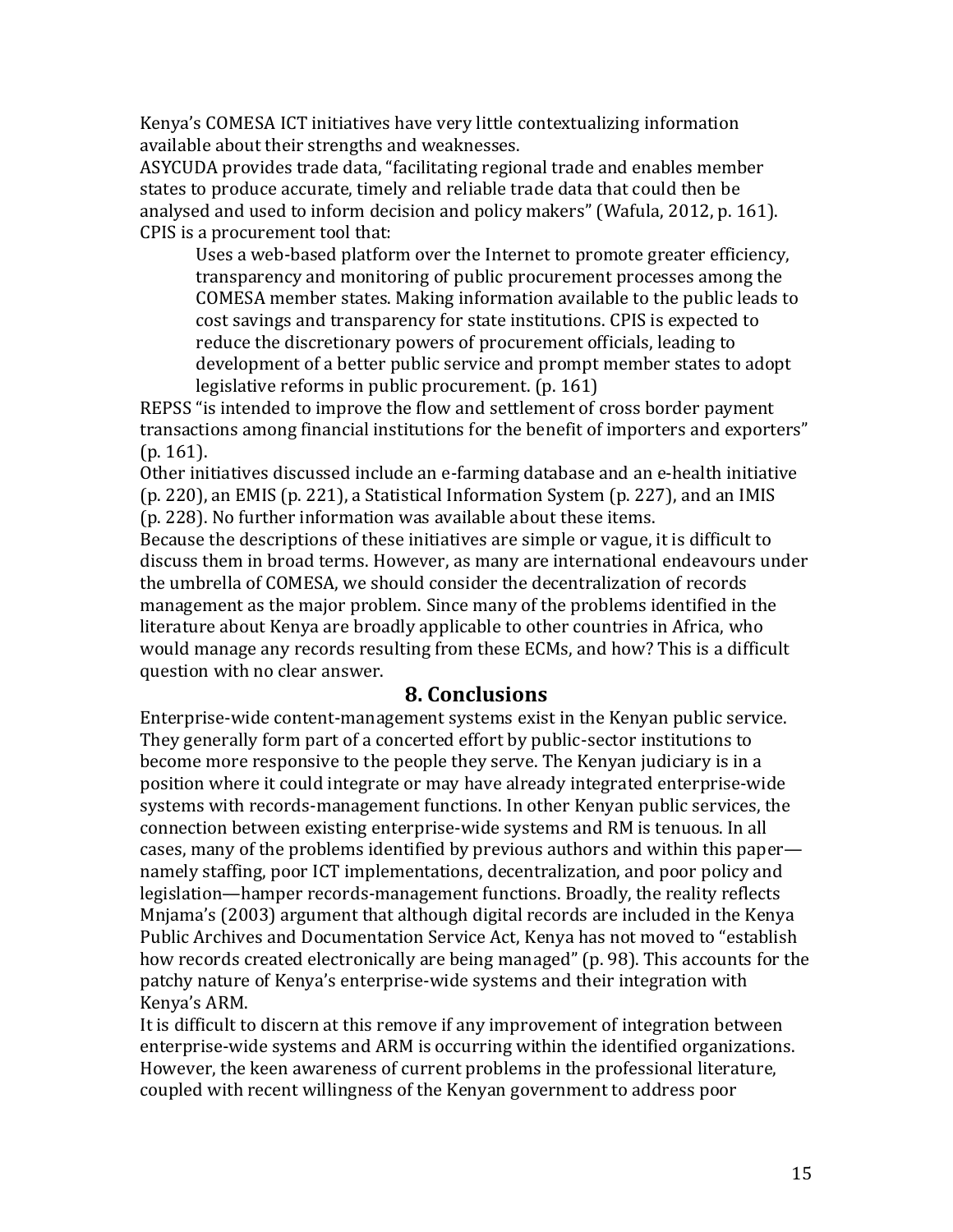Kenya's COMESA ICT initiatives have very little contextualizing information available about their strengths and weaknesses.

ASYCUDA provides trade data, "facilitating regional trade and enables member states to produce accurate, timely and reliable trade data that could then be analysed and used to inform decision and policy makers" (Wafula, 2012, p. 161).

CPIS is a procurement tool that:

> Uses a web-based platform over the Internet to promote greater efficiency, transparency and monitoring of public procurement processes among the COMESA member states. Making information available to the public leads to cost savings and transparency for state institutions. CPIS is expected to reduce the discretionary powers of procurement officials, leading to development of a better public service and prompt member states to adopt legislative reforms in public procurement. (p. 161)

REPSS "is intended to improve the flow and settlement of cross border payment transactions among financial institutions for the benefit of importers and exporters" (p. 161).

Other initiatives discussed include an e-farming database and an e-health initiative (p. 220), an EMIS (p. 221), a Statistical Information System (p. 227), and an IMIS (p. 228). No further information was available about these items.

Because the descriptions of these initiatives are simple or vague, it is difficult to discuss them in broad terms. However, as many are international endeavours under the umbrella of COMESA, we should consider the decentralization of records management as the major problem. Since many of the problems identified in the literature about Kenya are broadly applicable to other countries in Africa, who would manage any records resulting from these ECMs, and how? This is a difficult question with no clear answer.

## 8. Conclusions

Enterprise-wide content-management systems exist in the Kenyan public service. They generally form part of a concerted effort by public-sector institutions to become more responsive to the people they serve. The Kenyan judiciary is in a position where it could integrate or may have already integrated enterprise-wide systems with records-management functions. In other Kenyan public services, the connection between existing enterprise-wide systems and RM is tenuous. In all cases, many of the problems identified by previous authors and within this paper—namely staffing, poor ICT implementations, decentralization, and poor policy and legislation—hamper records-management functions. Broadly, the reality reflects Mnjama's (2003) argument that although digital records are included in the Kenya Public Archives and Documentation Service Act, Kenya has not moved to "establish how records created electronically are being managed" (p. 98). This accounts for the patchy nature of Kenya's enterprise-wide systems and their integration with Kenya's ARM.

It is difficult to discern at this remove if any improvement of integration between enterprise-wide systems and ARM is occurring within the identified organizations. However, the keen awareness of current problems in the professional literature, coupled with recent willingness of the Kenyan government to address poor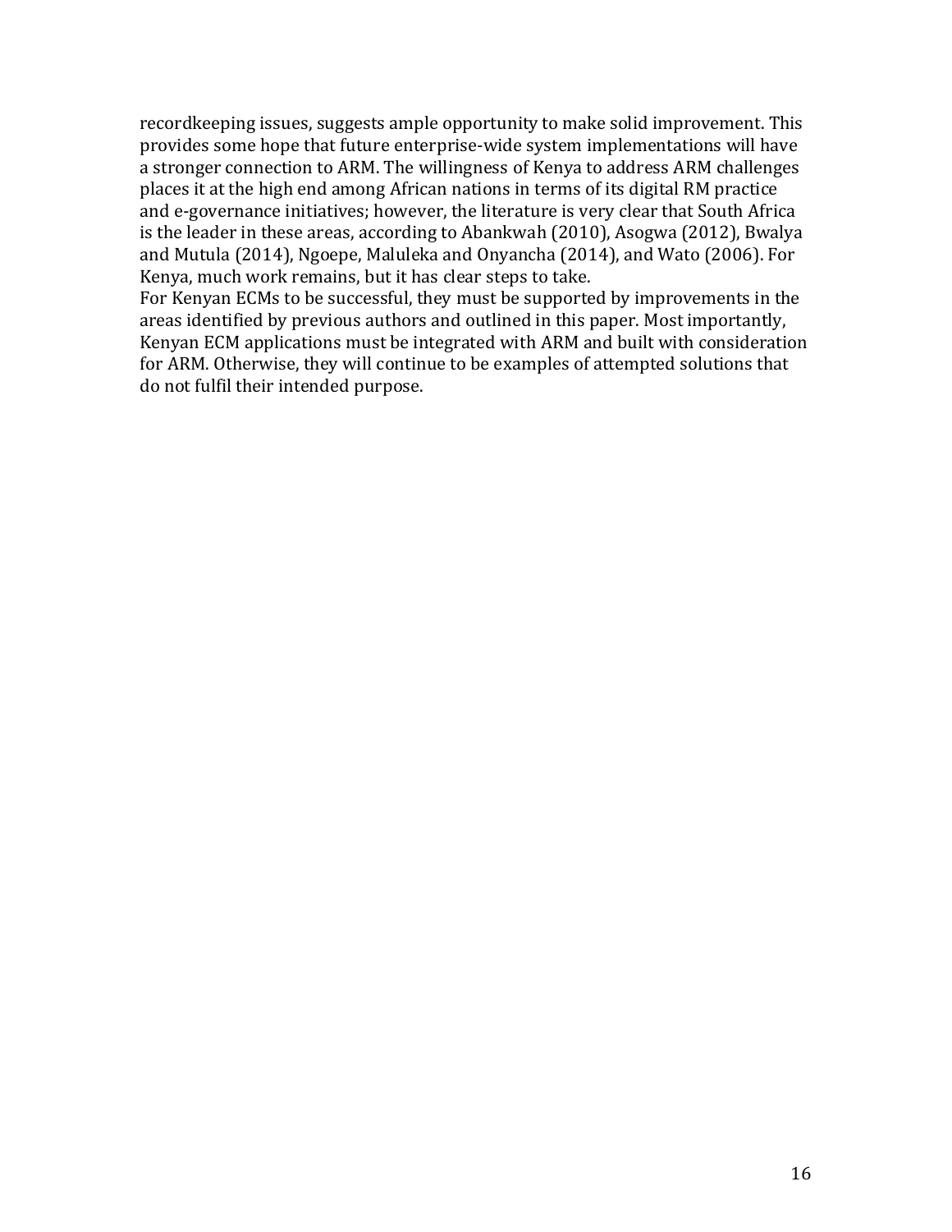recordkeeping issues, suggests ample opportunity to make solid improvement. This provides some hope that future enterprise-wide system implementations will have a stronger connection to ARM. The willingness of Kenya to address ARM challenges places it at the high end among African nations in terms of its digital RM practice and e-governance initiatives; however, the literature is very clear that South Africa is the leader in these areas, according to Abankwah (2010), Asogwa (2012), Bwalya and Mutula (2014), Ngoepe, Maluleka and Onyancha (2014), and Wato (2006). For Kenya, much work remains, but it has clear steps to take.

For Kenyan ECMs to be successful, they must be supported by improvements in the areas identified by previous authors and outlined in this paper. Most importantly, Kenyan ECM applications must be integrated with ARM and built with consideration for ARM. Otherwise, they will continue to be examples of attempted solutions that do not fulfil their intended purpose.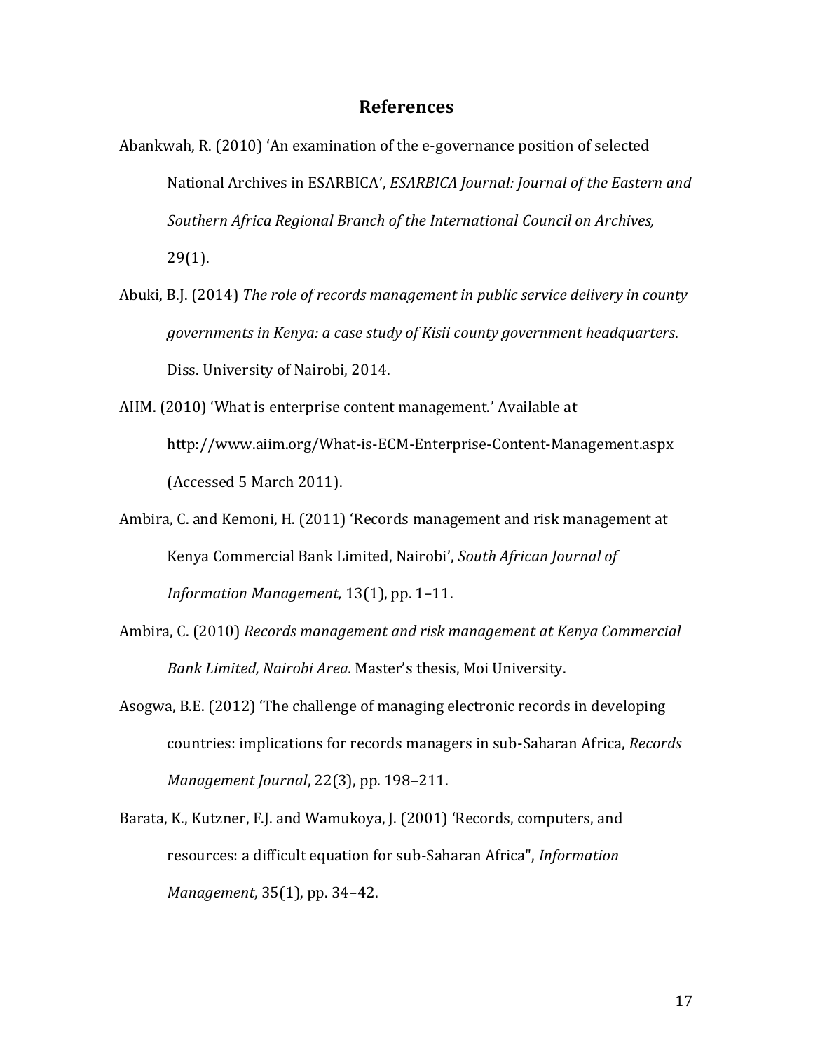## References

Abankwah, R. (2010) 'An examination of the e-governance position of selected National Archives in ESARBICA', *ESARBICA Journal: Journal of the Eastern and Southern Africa Regional Branch of the International Council on Archives,* 29(1).

Abuki, B.J. (2014) *The role of records management in public service delivery in county governments in Kenya: a case study of Kisii county government headquarters*. Diss. University of Nairobi, 2014.

AIIM. (2010) 'What is enterprise content management.' Available at http://www.aiim.org/What-is-ECM-Enterprise-Content-Management.aspx (Accessed 5 March 2011).

Ambira, C. and Kemoni, H. (2011) 'Records management and risk management at Kenya Commercial Bank Limited, Nairobi', *South African Journal of Information Management,* 13(1), pp. 1–11.

Ambira, C. (2010) *Records management and risk management at Kenya Commercial Bank Limited, Nairobi Area.* Master's thesis, Moi University.

Asogwa, B.E. (2012) 'The challenge of managing electronic records in developing countries: implications for records managers in sub-Saharan Africa, *Records Management Journal*, 22(3), pp. 198–211.

Barata, K., Kutzner, F.J. and Wamukoya, J. (2001) 'Records, computers, and resources: a difficult equation for sub-Saharan Africa", *Information Management*, 35(1), pp. 34–42.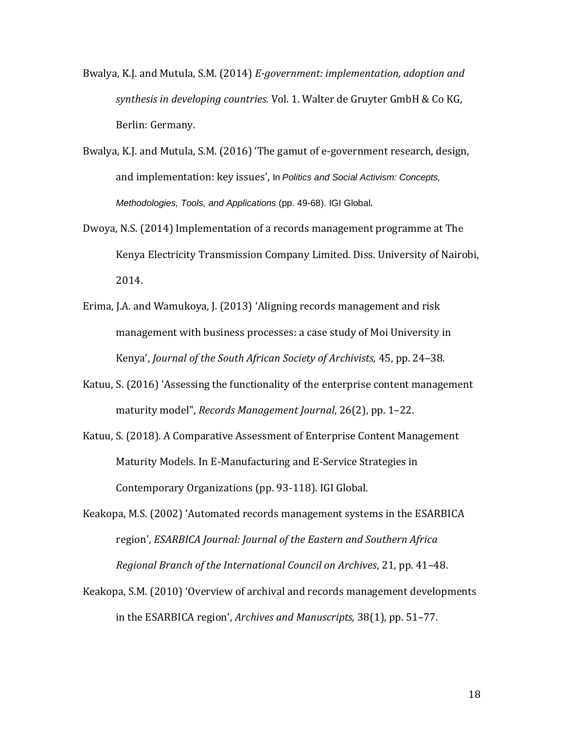Bwalya, K.J. and Mutula, S.M. (2014) *E-government: implementation, adoption and synthesis in developing countries.* Vol. 1. Walter de Gruyter GmbH & Co KG, Berlin: Germany.

Bwalya, K.J. and Mutula, S.M. (2016) 'The gamut of e-government research, design, and implementation: key issues', In *Politics and Social Activism: Concepts, Methodologies, Tools, and Applications* (pp. 49-68). IGI Global.

Dwoya, N.S. (2014) Implementation of a records management programme at The Kenya Electricity Transmission Company Limited. Diss. University of Nairobi, 2014.

Erima, J.A. and Wamukoya, J. (2013) 'Aligning records management and risk management with business processes: a case study of Moi University in Kenya', *Journal of the South African Society of Archivists,* 45, pp. 24–38.

Katuu, S. (2016) 'Assessing the functionality of the enterprise content management maturity model", *Records Management Journal*, 26(2), pp. 1–22.

Katuu, S. (2018). A Comparative Assessment of Enterprise Content Management Maturity Models. In E-Manufacturing and E-Service Strategies in Contemporary Organizations (pp. 93-118). IGI Global.

Keakopa, M.S. (2002) 'Automated records management systems in the ESARBICA region', *ESARBICA Journal: Journal of the Eastern and Southern Africa Regional Branch of the International Council on Archives*, 21, pp. 41–48.

Keakopa, S.M. (2010) 'Overview of archival and records management developments in the ESARBICA region', *Archives and Manuscripts,* 38(1), pp. 51–77.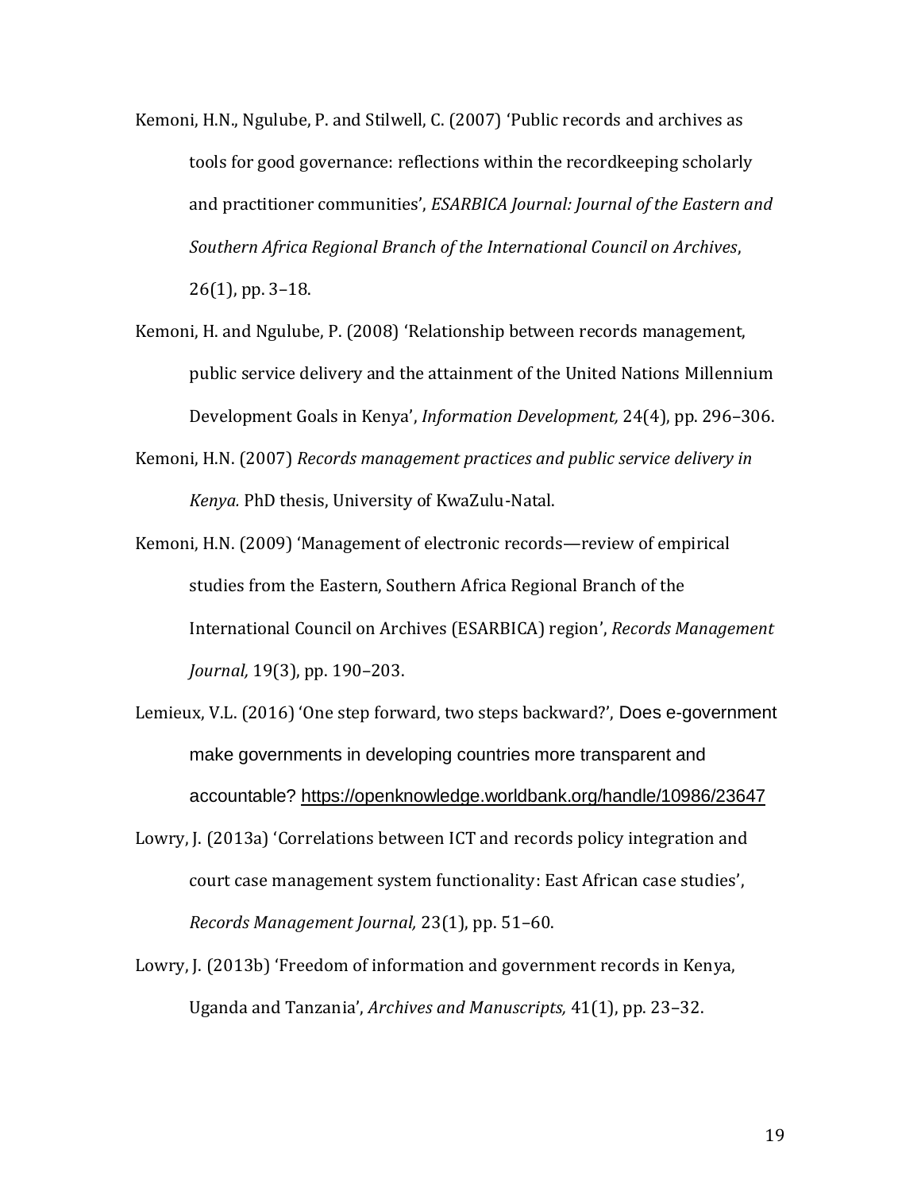Kemoni, H.N., Ngulube, P. and Stilwell, C. (2007) 'Public records and archives as tools for good governance: reflections within the recordkeeping scholarly and practitioner communities', *ESARBICA Journal: Journal of the Eastern and Southern Africa Regional Branch of the International Council on Archives*, 26(1), pp. 3–18.

Kemoni, H. and Ngulube, P. (2008) 'Relationship between records management, public service delivery and the attainment of the United Nations Millennium Development Goals in Kenya', *Information Development,* 24(4), pp. 296–306.

Kemoni, H.N. (2007) *Records management practices and public service delivery in Kenya.* PhD thesis, University of KwaZulu-Natal.

Kemoni, H.N. (2009) 'Management of electronic records—review of empirical studies from the Eastern, Southern Africa Regional Branch of the International Council on Archives (ESARBICA) region', *Records Management Journal,* 19(3), pp. 190–203.

Lemieux, V.L. (2016) 'One step forward, two steps backward?', Does e-government make governments in developing countries more transparent and accountable? https://openknowledge.worldbank.org/handle/10986/23647

Lowry, J. (2013a) 'Correlations between ICT and records policy integration and court case management system functionality: East African case studies', *Records Management Journal,* 23(1), pp. 51–60.

Lowry, J. (2013b) 'Freedom of information and government records in Kenya, Uganda and Tanzania', *Archives and Manuscripts,* 41(1), pp. 23–32.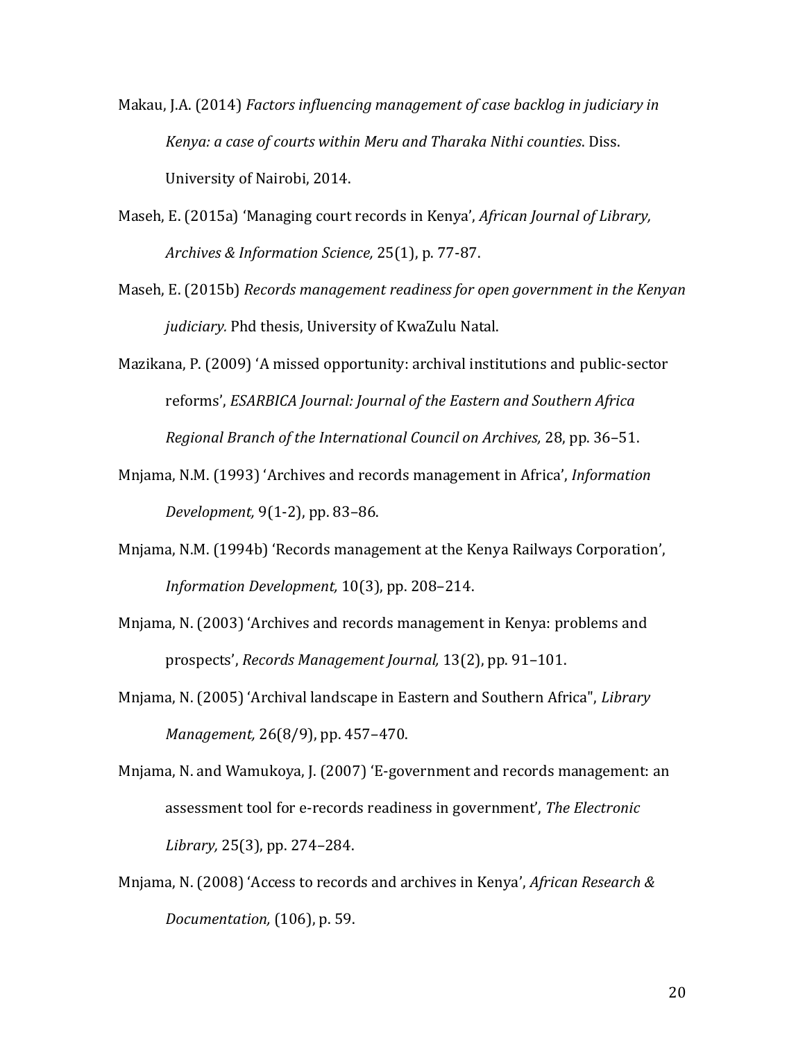Makau, J.A. (2014) *Factors influencing management of case backlog in judiciary in Kenya: a case of courts within Meru and Tharaka Nithi counties*. Diss. University of Nairobi, 2014.

Maseh, E. (2015a) 'Managing court records in Kenya', *African Journal of Library, Archives & Information Science,* 25(1), p. 77-87.

Maseh, E. (2015b) *Records management readiness for open government in the Kenyan judiciary.* Phd thesis, University of KwaZulu Natal.

Mazikana, P. (2009) 'A missed opportunity: archival institutions and public-sector reforms', *ESARBICA Journal: Journal of the Eastern and Southern Africa Regional Branch of the International Council on Archives,* 28, pp. 36–51.

Mnjama, N.M. (1993) 'Archives and records management in Africa', *Information Development,* 9(1-2), pp. 83–86.

Mnjama, N.M. (1994b) 'Records management at the Kenya Railways Corporation', *Information Development,* 10(3), pp. 208–214.

Mnjama, N. (2003) 'Archives and records management in Kenya: problems and prospects', *Records Management Journal,* 13(2), pp. 91–101.

Mnjama, N. (2005) 'Archival landscape in Eastern and Southern Africa", *Library Management,* 26(8/9), pp. 457–470.

Mnjama, N. and Wamukoya, J. (2007) 'E-government and records management: an assessment tool for e-records readiness in government', *The Electronic Library,* 25(3), pp. 274–284.

Mnjama, N. (2008) 'Access to records and archives in Kenya', *African Research & Documentation,* (106), p. 59.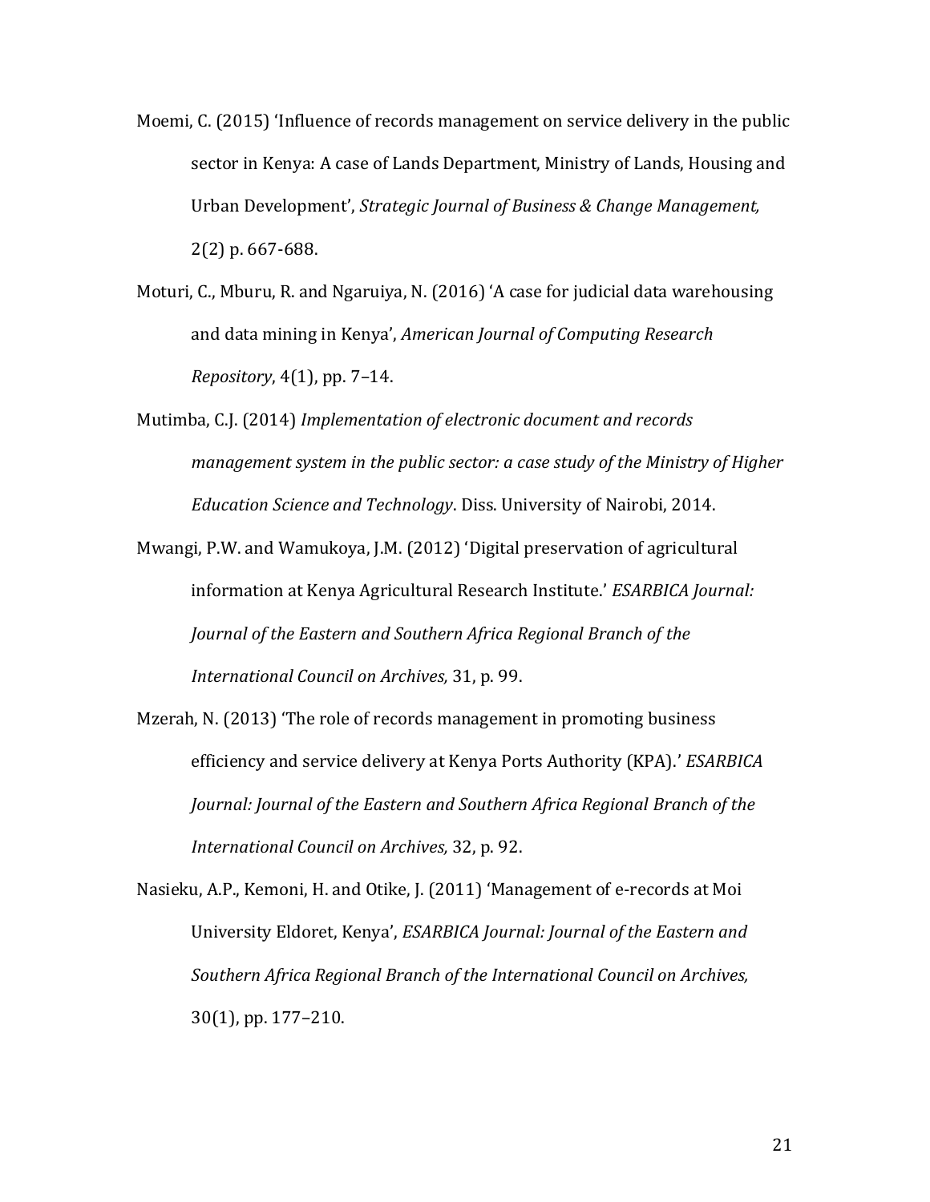Moemi, C. (2015) ‘Influence of records management on service delivery in the public sector in Kenya: A case of Lands Department, Ministry of Lands, Housing and Urban Development’, *Strategic Journal of Business & Change Management,* 2(2) p. 667-688.

Moturi, C., Mburu, R. and Ngaruiya, N. (2016) ‘A case for judicial data warehousing and data mining in Kenya’, *American Journal of Computing Research Repository*, 4(1), pp. 7–14.

Mutimba, C.J. (2014) *Implementation of electronic document and records management system in the public sector: a case study of the Ministry of Higher Education Science and Technology*. Diss. University of Nairobi, 2014.

Mwangi, P.W. and Wamukoya, J.M. (2012) ‘Digital preservation of agricultural information at Kenya Agricultural Research Institute.’ *ESARBICA Journal: Journal of the Eastern and Southern Africa Regional Branch of the International Council on Archives,* 31, p. 99.

Mzerah, N. (2013) ‘The role of records management in promoting business efficiency and service delivery at Kenya Ports Authority (KPA).’ *ESARBICA Journal: Journal of the Eastern and Southern Africa Regional Branch of the International Council on Archives,* 32, p. 92.

Nasieku, A.P., Kemoni, H. and Otike, J. (2011) ‘Management of e-records at Moi University Eldoret, Kenya’, *ESARBICA Journal: Journal of the Eastern and Southern Africa Regional Branch of the International Council on Archives,* 30(1), pp. 177–210.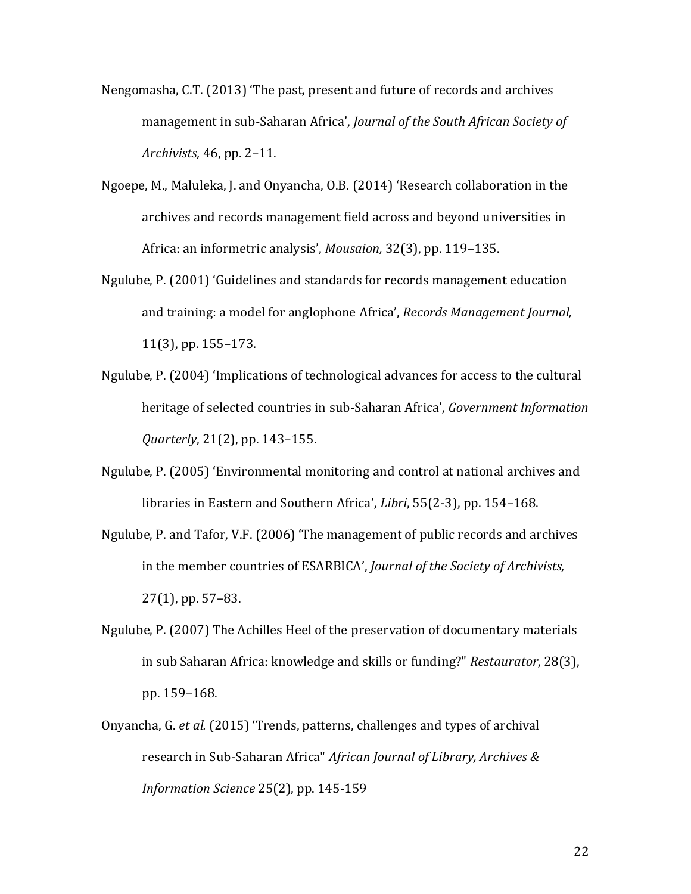Nengomasha, C.T. (2013) ‘The past, present and future of records and archives management in sub-Saharan Africa’, *Journal of the South African Society of Archivists,* 46, pp. 2–11.

Ngoepe, M., Maluleka, J. and Onyancha, O.B. (2014) ‘Research collaboration in the archives and records management field across and beyond universities in Africa: an informetric analysis’, *Mousaion,* 32(3), pp. 119–135.

Ngulube, P. (2001) ‘Guidelines and standards for records management education and training: a model for anglophone Africa’, *Records Management Journal,* 11(3), pp. 155–173.

Ngulube, P. (2004) ‘Implications of technological advances for access to the cultural heritage of selected countries in sub-Saharan Africa’, *Government Information Quarterly*, 21(2), pp. 143–155.

Ngulube, P. (2005) ‘Environmental monitoring and control at national archives and libraries in Eastern and Southern Africa’, *Libri*, 55(2-3), pp. 154–168.

Ngulube, P. and Tafor, V.F. (2006) ‘The management of public records and archives in the member countries of ESARBICA’, *Journal of the Society of Archivists,* 27(1), pp. 57–83.

Ngulube, P. (2007) The Achilles Heel of the preservation of documentary materials in sub Saharan Africa: knowledge and skills or funding?" *Restaurator*, 28(3), pp. 159–168.

Onyancha, G. *et al.* (2015) ‘Trends, patterns, challenges and types of archival research in Sub-Saharan Africa" *African Journal of Library, Archives & Information Science* 25(2), pp. 145-159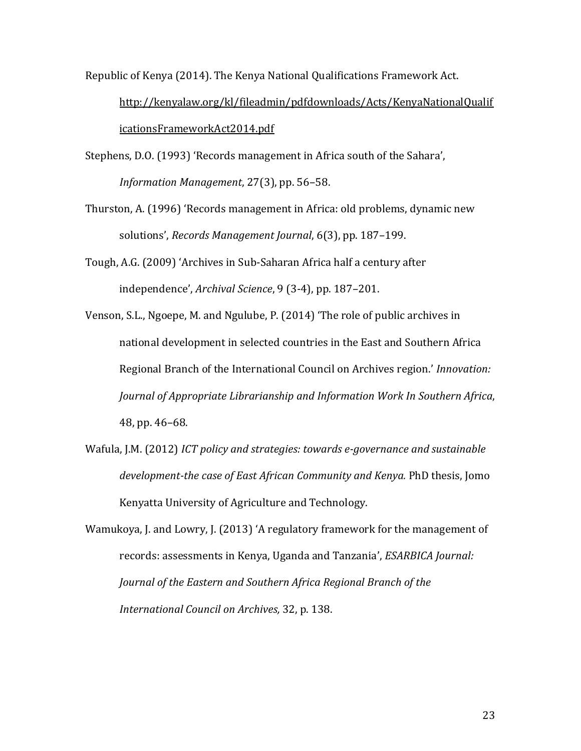Republic of Kenya (2014). The Kenya National Qualifications Framework Act. http://kenyalaw.org/kl/fileadmin/pdfdownloads/Acts/KenyaNationalQualificationsFrameworkAct2014.pdf

Stephens, D.O. (1993) 'Records management in Africa south of the Sahara', *Information Management*, 27(3), pp. 56–58.

Thurston, A. (1996) 'Records management in Africa: old problems, dynamic new solutions', *Records Management Journal*, 6(3), pp. 187–199.

Tough, A.G. (2009) 'Archives in Sub-Saharan Africa half a century after independence', *Archival Science*, 9 (3-4), pp. 187–201.

Venson, S.L., Ngoepe, M. and Ngulube, P. (2014) 'The role of public archives in national development in selected countries in the East and Southern Africa Regional Branch of the International Council on Archives region.' *Innovation: Journal of Appropriate Librarianship and Information Work In Southern Africa*, 48, pp. 46–68.

Wafula, J.M. (2012) *ICT policy and strategies: towards e-governance and sustainable development-the case of East African Community and Kenya.* PhD thesis, Jomo Kenyatta University of Agriculture and Technology.

Wamukoya, J. and Lowry, J. (2013) 'A regulatory framework for the management of records: assessments in Kenya, Uganda and Tanzania', *ESARBICA Journal: Journal of the Eastern and Southern Africa Regional Branch of the International Council on Archives,* 32, p. 138.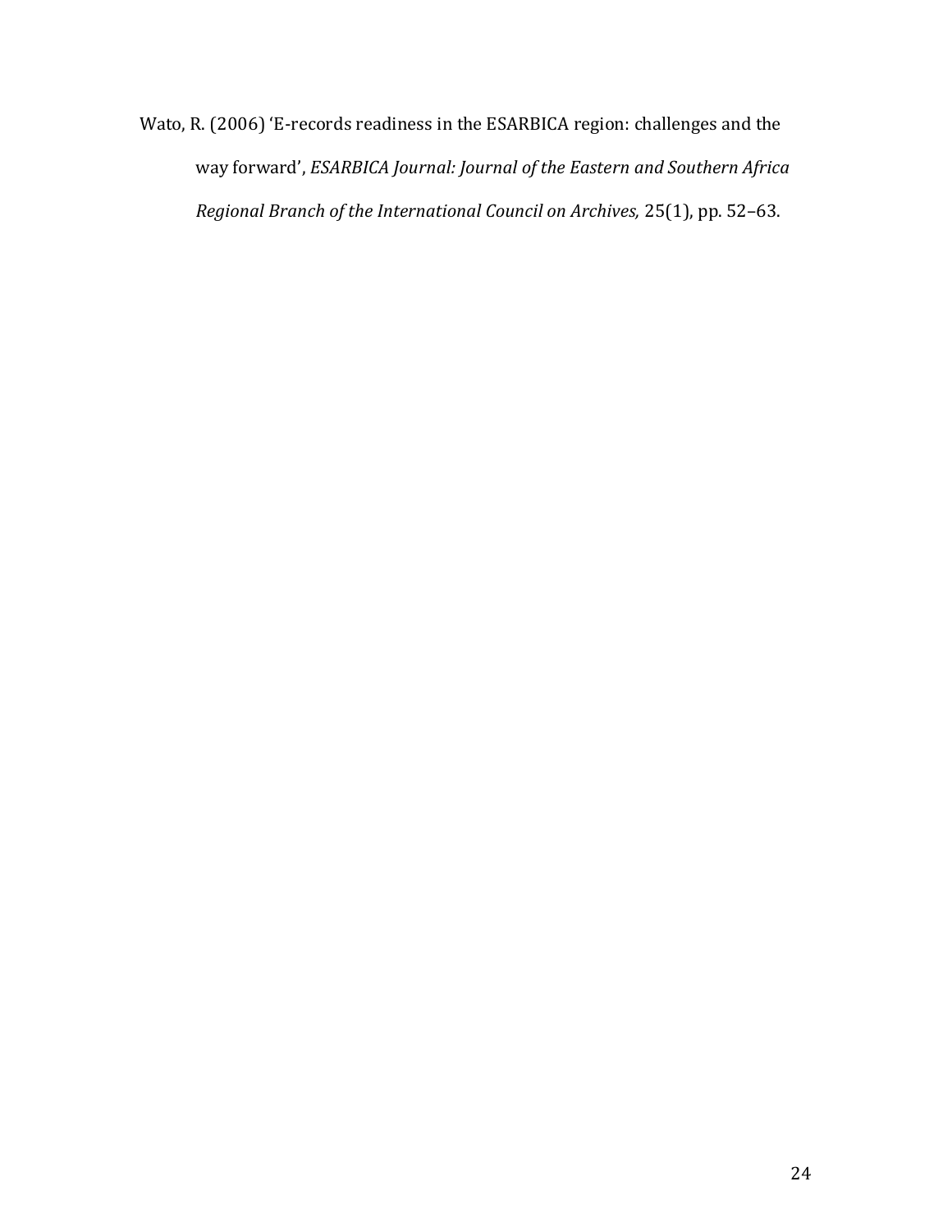Wato, R. (2006) 'E-records readiness in the ESARBICA region: challenges and the way forward', *ESARBICA Journal: Journal of the Eastern and Southern Africa Regional Branch of the International Council on Archives,* 25(1), pp. 52–63.